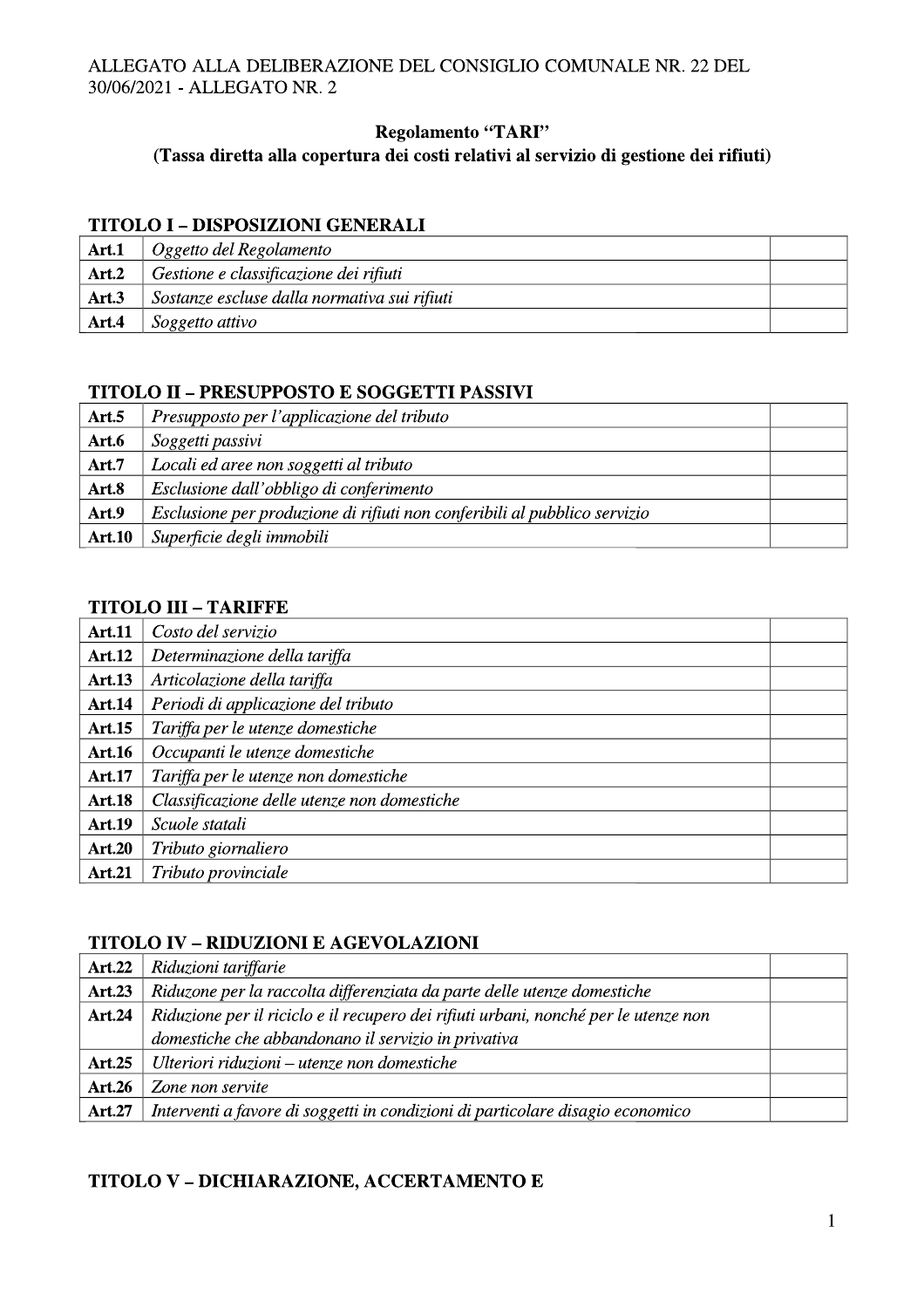ALLEGATO ALLA DELIBERAZIONE DEL CONSIGLIO COMUNALE NR. 22 DEL 30/06/2021 - ALLEGATO NR. 2

**Regolamento "TARI"**
**(Tassa diretta alla copertura dei costi relativi al servizio di gestione dei rifiuti)**

## TITOLO I – DISPOSIZIONI GENERALI

| | | |
|---|---|---|
| **Art.1** | *Oggetto del Regolamento* | |
| **Art.2** | *Gestione e classificazione dei rifiuti* | |
| **Art.3** | *Sostanze escluse dalla normativa sui rifiuti* | |
| **Art.4** | *Soggetto attivo* | |

## TITOLO II – PRESUPPOSTO E SOGGETTI PASSIVI

| | | |
|---|---|---|
| **Art.5** | *Presupposto per l'applicazione del tributo* | |
| **Art.6** | *Soggetti passivi* | |
| **Art.7** | *Locali ed aree non soggetti al tributo* | |
| **Art.8** | *Esclusione dall'obbligo di conferimento* | |
| **Art.9** | *Esclusione per produzione di rifiuti non conferibili al pubblico servizio* | |
| **Art.10** | *Superficie degli immobili* | |

## TITOLO III – TARIFFE

| | | |
|---|---|---|
| **Art.11** | *Costo del servizio* | |
| **Art.12** | *Determinazione della tariffa* | |
| **Art.13** | *Articolazione della tariffa* | |
| **Art.14** | *Periodi di applicazione del tributo* | |
| **Art.15** | *Tariffa per le utenze domestiche* | |
| **Art.16** | *Occupanti le utenze domestiche* | |
| **Art.17** | *Tariffa per le utenze non domestiche* | |
| **Art.18** | *Classificazione delle utenze non domestiche* | |
| **Art.19** | *Scuole statali* | |
| **Art.20** | *Tributo giornaliero* | |
| **Art.21** | *Tributo provinciale* | |

## TITOLO IV – RIDUZIONI E AGEVOLAZIONI

| | | |
|---|---|---|
| **Art.22** | *Riduzioni tariffarie* | |
| **Art.23** | *Riduzone per la raccolta differenziata da parte delle utenze domestiche* | |
| **Art.24** | *Riduzione per il riciclo e il recupero dei rifiuti urbani, nonché per le utenze non domestiche che abbandonano il servizio in privativa* | |
| **Art.25** | *Ulteriori riduzioni – utenze non domestiche* | |
| **Art.26** | *Zone non servite* | |
| **Art.27** | *Interventi a favore di soggetti in condizioni di particolare disagio economico* | |

## TITOLO V – DICHIARAZIONE, ACCERTAMENTO E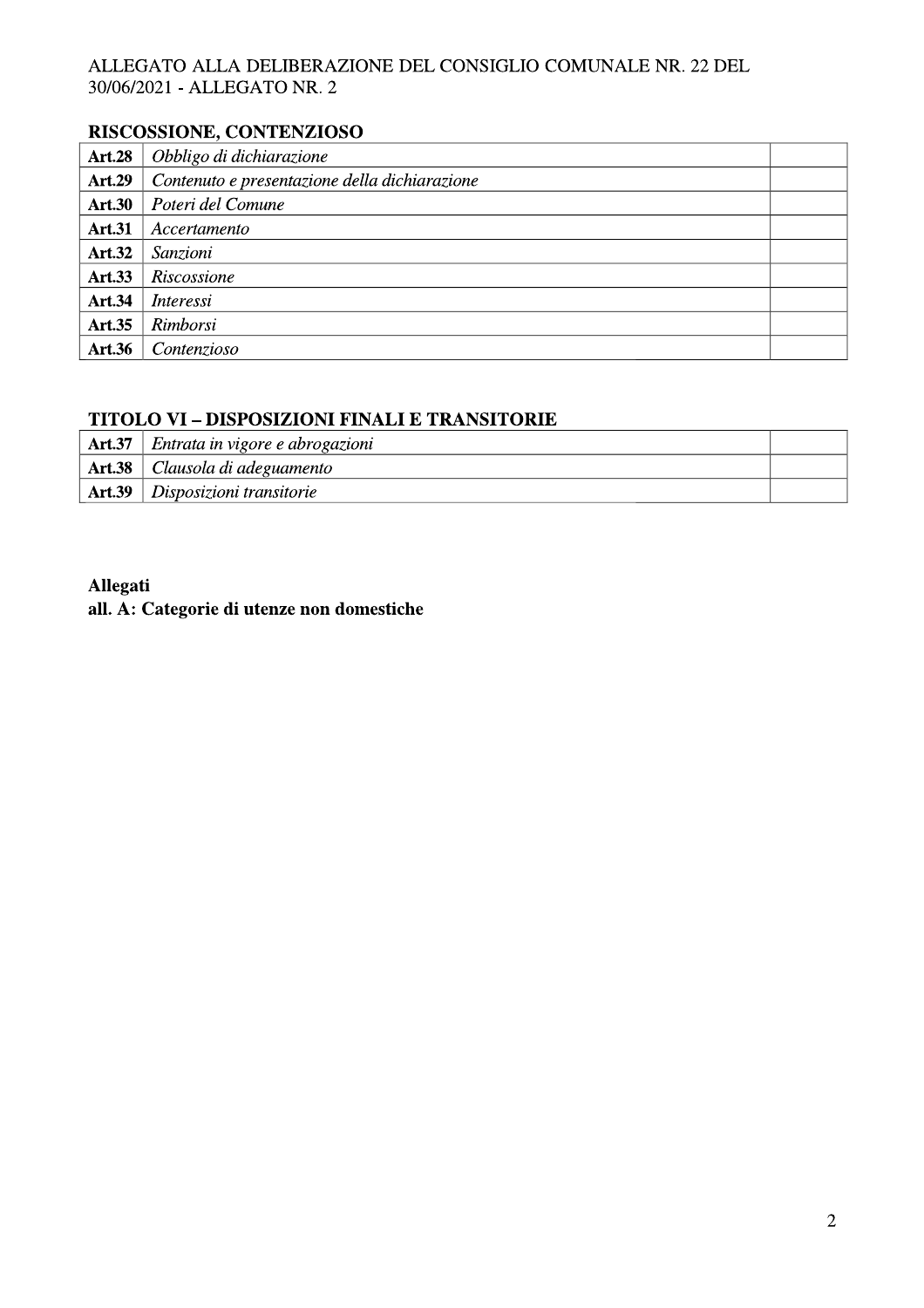ALLEGATO ALLA DELIBERAZIONE DEL CONSIGLIO COMUNALE NR. 22 DEL 30/06/2021 - ALLEGATO NR. 2

**RISCOSSIONE, CONTENZIOSO**

| | | |
|---|---|---|
| **Art.28** | *Obbligo di dichiarazione* | |
| **Art.29** | *Contenuto e presentazione della dichiarazione* | |
| **Art.30** | *Poteri del Comune* | |
| **Art.31** | *Accertamento* | |
| **Art.32** | *Sanzioni* | |
| **Art.33** | *Riscossione* | |
| **Art.34** | *Interessi* | |
| **Art.35** | *Rimborsi* | |
| **Art.36** | *Contenzioso* | |

**TITOLO VI – DISPOSIZIONI FINALI E TRANSITORIE**

| | | |
|---|---|---|
| **Art.37** | *Entrata in vigore e abrogazioni* | |
| **Art.38** | *Clausola di adeguamento* | |
| **Art.39** | *Disposizioni transitorie* | |

**Allegati**
**all. A: Categorie di utenze non domestiche**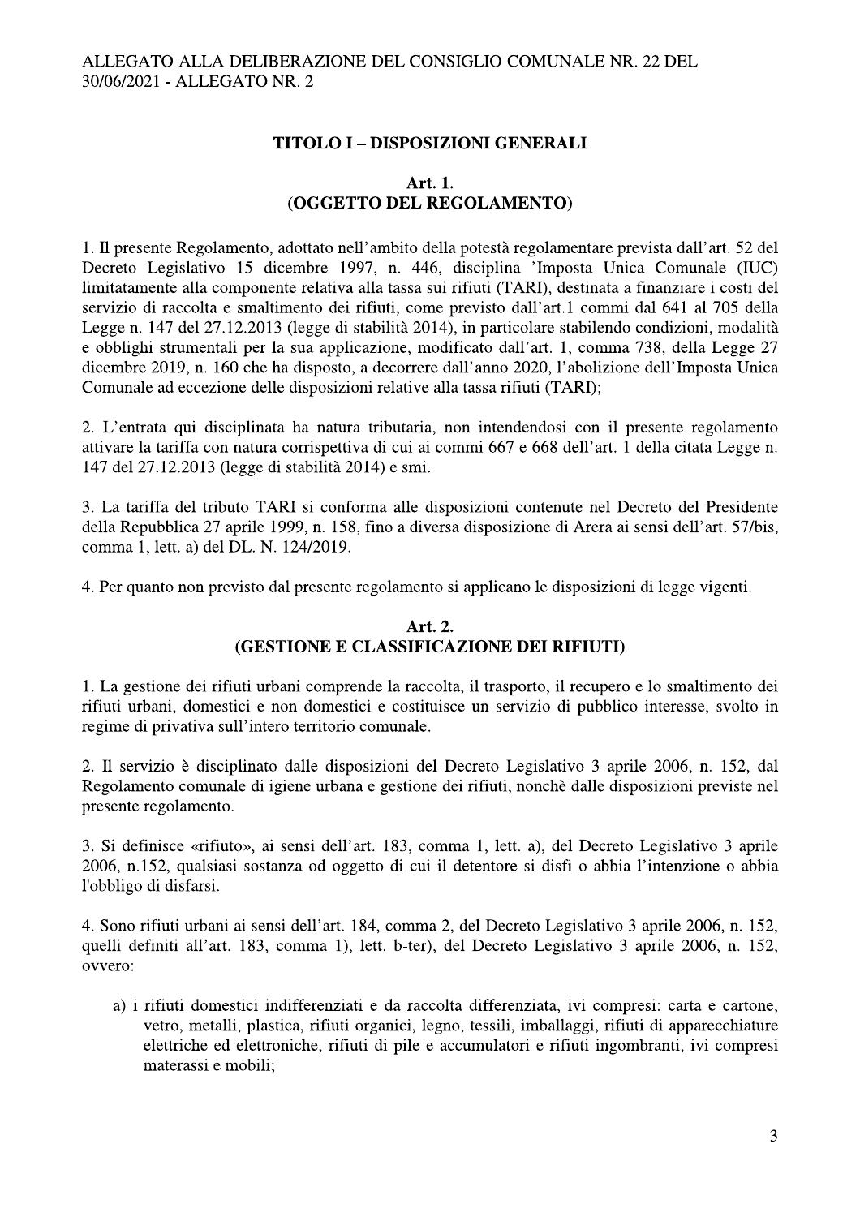ALLEGATO ALLA DELIBERAZIONE DEL CONSIGLIO COMUNALE NR. 22 DEL 30/06/2021 - ALLEGATO NR. 2

## TITOLO I – DISPOSIZIONI GENERALI

### Art. 1.
### (OGGETTO DEL REGOLAMENTO)

1. Il presente Regolamento, adottato nell'ambito della potestà regolamentare prevista dall'art. 52 del Decreto Legislativo 15 dicembre 1997, n. 446, disciplina 'Imposta Unica Comunale (IUC) limitatamente alla componente relativa alla tassa sui rifiuti (TARI), destinata a finanziare i costi del servizio di raccolta e smaltimento dei rifiuti, come previsto dall'art.1 commi dal 641 al 705 della Legge n. 147 del 27.12.2013 (legge di stabilità 2014), in particolare stabilendo condizioni, modalità e obblighi strumentali per la sua applicazione, modificato dall'art. 1, comma 738, della Legge 27 dicembre 2019, n. 160 che ha disposto, a decorrere dall'anno 2020, l'abolizione dell'Imposta Unica Comunale ad eccezione delle disposizioni relative alla tassa rifiuti (TARI);

2. L'entrata qui disciplinata ha natura tributaria, non intendendosi con il presente regolamento attivare la tariffa con natura corrispettiva di cui ai commi 667 e 668 dell'art. 1 della citata Legge n. 147 del 27.12.2013 (legge di stabilità 2014) e smi.

3. La tariffa del tributo TARI si conforma alle disposizioni contenute nel Decreto del Presidente della Repubblica 27 aprile 1999, n. 158, fino a diversa disposizione di Arera ai sensi dell'art. 57/bis, comma 1, lett. a) del DL. N. 124/2019.

4. Per quanto non previsto dal presente regolamento si applicano le disposizioni di legge vigenti.

### Art. 2.
### (GESTIONE E CLASSIFICAZIONE DEI RIFIUTI)

1. La gestione dei rifiuti urbani comprende la raccolta, il trasporto, il recupero e lo smaltimento dei rifiuti urbani, domestici e non domestici e costituisce un servizio di pubblico interesse, svolto in regime di privativa sull'intero territorio comunale.

2. Il servizio è disciplinato dalle disposizioni del Decreto Legislativo 3 aprile 2006, n. 152, dal Regolamento comunale di igiene urbana e gestione dei rifiuti, nonchè dalle disposizioni previste nel presente regolamento.

3. Si definisce «rifiuto», ai sensi dell'art. 183, comma 1, lett. a), del Decreto Legislativo 3 aprile 2006, n.152, qualsiasi sostanza od oggetto di cui il detentore si disfi o abbia l'intenzione o abbia l'obbligo di disfarsi.

4. Sono rifiuti urbani ai sensi dell'art. 184, comma 2, del Decreto Legislativo 3 aprile 2006, n. 152, quelli definiti all'art. 183, comma 1), lett. b-ter), del Decreto Legislativo 3 aprile 2006, n. 152, ovvero:

a) i rifiuti domestici indifferenziati e da raccolta differenziata, ivi compresi: carta e cartone, vetro, metalli, plastica, rifiuti organici, legno, tessili, imballaggi, rifiuti di apparecchiature elettriche ed elettroniche, rifiuti di pile e accumulatori e rifiuti ingombranti, ivi compresi materassi e mobili;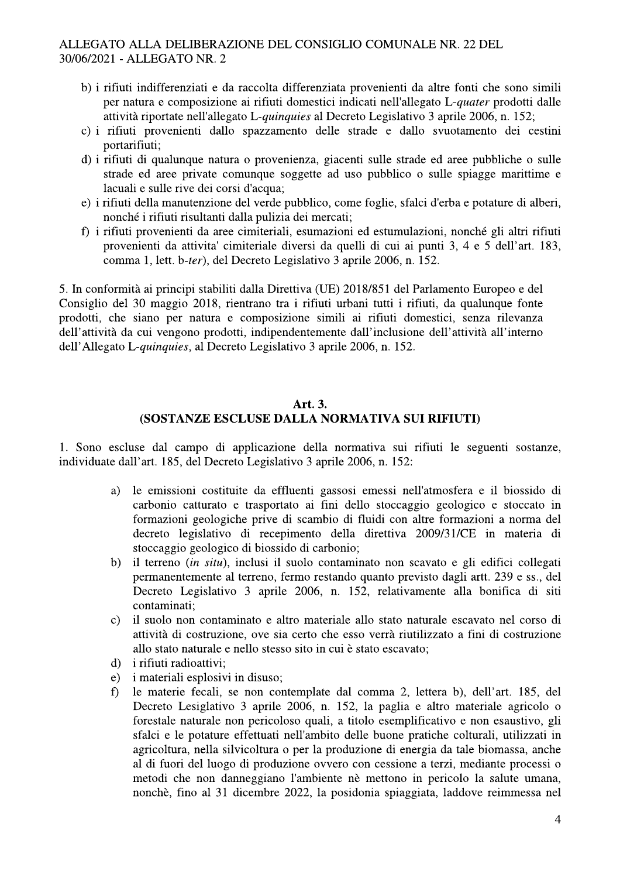b) i rifiuti indifferenziati e da raccolta differenziata provenienti da altre fonti che sono simili per natura e composizione ai rifiuti domestici indicati nell'allegato L-*quater* prodotti dalle attività riportate nell'allegato L-*quinquies* al Decreto Legislativo 3 aprile 2006, n. 152;
c) i rifiuti provenienti dallo spazzamento delle strade e dallo svuotamento dei cestini portarifiuti;
d) i rifiuti di qualunque natura o provenienza, giacenti sulle strade ed aree pubbliche o sulle strade ed aree private comunque soggette ad uso pubblico o sulle spiagge marittime e lacuali e sulle rive dei corsi d'acqua;
e) i rifiuti della manutenzione del verde pubblico, come foglie, sfalci d'erba e potature di alberi, nonché i rifiuti risultanti dalla pulizia dei mercati;
f) i rifiuti provenienti da aree cimiteriali, esumazioni ed estumulazioni, nonché gli altri rifiuti provenienti da attivita' cimiteriale diversi da quelli di cui ai punti 3, 4 e 5 dell'art. 183, comma 1, lett. b-*ter*), del Decreto Legislativo 3 aprile 2006, n. 152.

5. In conformità ai principi stabiliti dalla Direttiva (UE) 2018/851 del Parlamento Europeo e del Consiglio del 30 maggio 2018, rientrano tra i rifiuti urbani tutti i rifiuti, da qualunque fonte prodotti, che siano per natura e composizione simili ai rifiuti domestici, senza rilevanza dell'attività da cui vengono prodotti, indipendentemente dall'inclusione dell'attività all'interno dell'Allegato L-*quinquies*, al Decreto Legislativo 3 aprile 2006, n. 152.

## Art. 3.
## (SOSTANZE ESCLUSE DALLA NORMATIVA SUI RIFIUTI)

1. Sono escluse dal campo di applicazione della normativa sui rifiuti le seguenti sostanze, individuate dall'art. 185, del Decreto Legislativo 3 aprile 2006, n. 152:

a) le emissioni costituite da effluenti gassosi emessi nell'atmosfera e il biossido di carbonio catturato e trasportato ai fini dello stoccaggio geologico e stoccato in formazioni geologiche prive di scambio di fluidi con altre formazioni a norma del decreto legislativo di recepimento della direttiva 2009/31/CE in materia di stoccaggio geologico di biossido di carbonio;
b) il terreno (*in situ*), inclusi il suolo contaminato non scavato e gli edifici collegati permanentemente al terreno, fermo restando quanto previsto dagli artt. 239 e ss., del Decreto Legislativo 3 aprile 2006, n. 152, relativamente alla bonifica di siti contaminati;
c) il suolo non contaminato e altro materiale allo stato naturale escavato nel corso di attività di costruzione, ove sia certo che esso verrà riutilizzato a fini di costruzione allo stato naturale e nello stesso sito in cui è stato escavato;
d) i rifiuti radioattivi;
e) i materiali esplosivi in disuso;
f) le materie fecali, se non contemplate dal comma 2, lettera b), dell'art. 185, del Decreto Lesiglativo 3 aprile 2006, n. 152, la paglia e altro materiale agricolo o forestale naturale non pericoloso quali, a titolo esemplificativo e non esaustivo, gli sfalci e le potature effettuati nell'ambito delle buone pratiche colturali, utilizzati in agricoltura, nella silvicoltura o per la produzione di energia da tale biomassa, anche al di fuori del luogo di produzione ovvero con cessione a terzi, mediante processi o metodi che non danneggiano l'ambiente nè mettono in pericolo la salute umana, nonchè, fino al 31 dicembre 2022, la posidonia spiaggiata, laddove reimmessa nel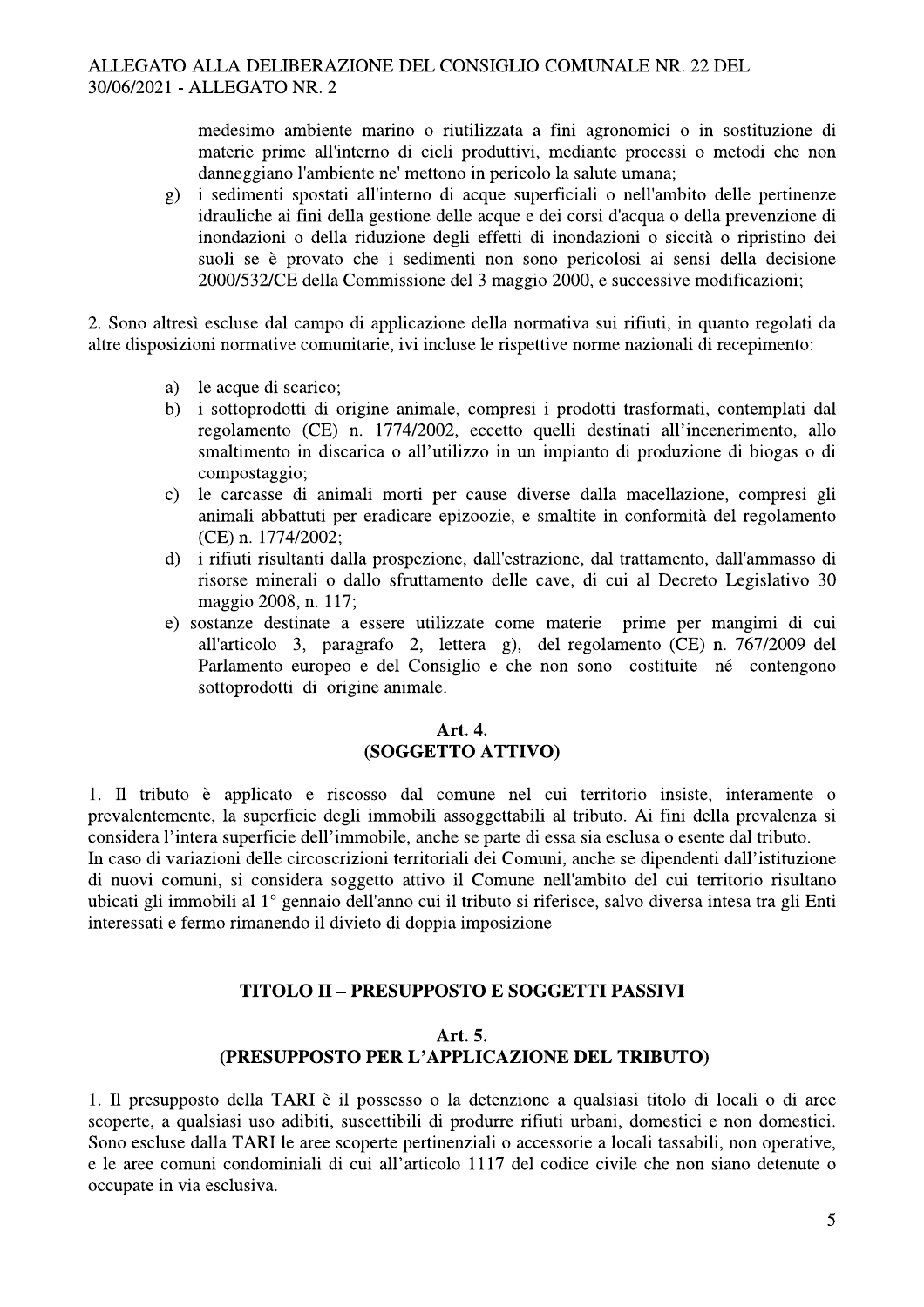medesimo ambiente marino o riutilizzata a fini agronomici o in sostituzione di materie prime all'interno di cicli produttivi, mediante processi o metodi che non danneggiano l'ambiente ne' mettono in pericolo la salute umana;

g) i sedimenti spostati all'interno di acque superficiali o nell'ambito delle pertinenze idrauliche ai fini della gestione delle acque e dei corsi d'acqua o della prevenzione di inondazioni o della riduzione degli effetti di inondazioni o siccità o ripristino dei suoli se è provato che i sedimenti non sono pericolosi ai sensi della decisione 2000/532/CE della Commissione del 3 maggio 2000, e successive modificazioni;

2. Sono altresì escluse dal campo di applicazione della normativa sui rifiuti, in quanto regolati da altre disposizioni normative comunitarie, ivi incluse le rispettive norme nazionali di recepimento:

a) le acque di scarico;
b) i sottoprodotti di origine animale, compresi i prodotti trasformati, contemplati dal regolamento (CE) n. 1774/2002, eccetto quelli destinati all'incenerimento, allo smaltimento in discarica o all'utilizzo in un impianto di produzione di biogas o di compostaggio;
c) le carcasse di animali morti per cause diverse dalla macellazione, compresi gli animali abbattuti per eradicare epizoozie, e smaltite in conformità del regolamento (CE) n. 1774/2002;
d) i rifiuti risultanti dalla prospezione, dall'estrazione, dal trattamento, dall'ammasso di risorse minerali o dallo sfruttamento delle cave, di cui al Decreto Legislativo 30 maggio 2008, n. 117;
e) sostanze destinate a essere utilizzate come materie prime per mangimi di cui all'articolo 3, paragrafo 2, lettera g), del regolamento (CE) n. 767/2009 del Parlamento europeo e del Consiglio e che non sono costituite né contengono sottoprodotti di origine animale.

### Art. 4.
### (SOGGETTO ATTIVO)

1. Il tributo è applicato e riscosso dal comune nel cui territorio insiste, interamente o prevalentemente, la superficie degli immobili assoggettabili al tributo. Ai fini della prevalenza si considera l'intera superficie dell'immobile, anche se parte di essa sia esclusa o esente dal tributo.
In caso di variazioni delle circoscrizioni territoriali dei Comuni, anche se dipendenti dall'istituzione di nuovi comuni, si considera soggetto attivo il Comune nell'ambito del cui territorio risultano ubicati gli immobili al 1° gennaio dell'anno cui il tributo si riferisce, salvo diversa intesa tra gli Enti interessati e fermo rimanendo il divieto di doppia imposizione

## TITOLO II – PRESUPPOSTO E SOGGETTI PASSIVI

### Art. 5.
### (PRESUPPOSTO PER L'APPLICAZIONE DEL TRIBUTO)

1. Il presupposto della TARI è il possesso o la detenzione a qualsiasi titolo di locali o di aree scoperte, a qualsiasi uso adibiti, suscettibili di produrre rifiuti urbani, domestici e non domestici. Sono escluse dalla TARI le aree scoperte pertinenziali o accessorie a locali tassabili, non operative, e le aree comuni condominiali di cui all'articolo 1117 del codice civile che non siano detenute o occupate in via esclusiva.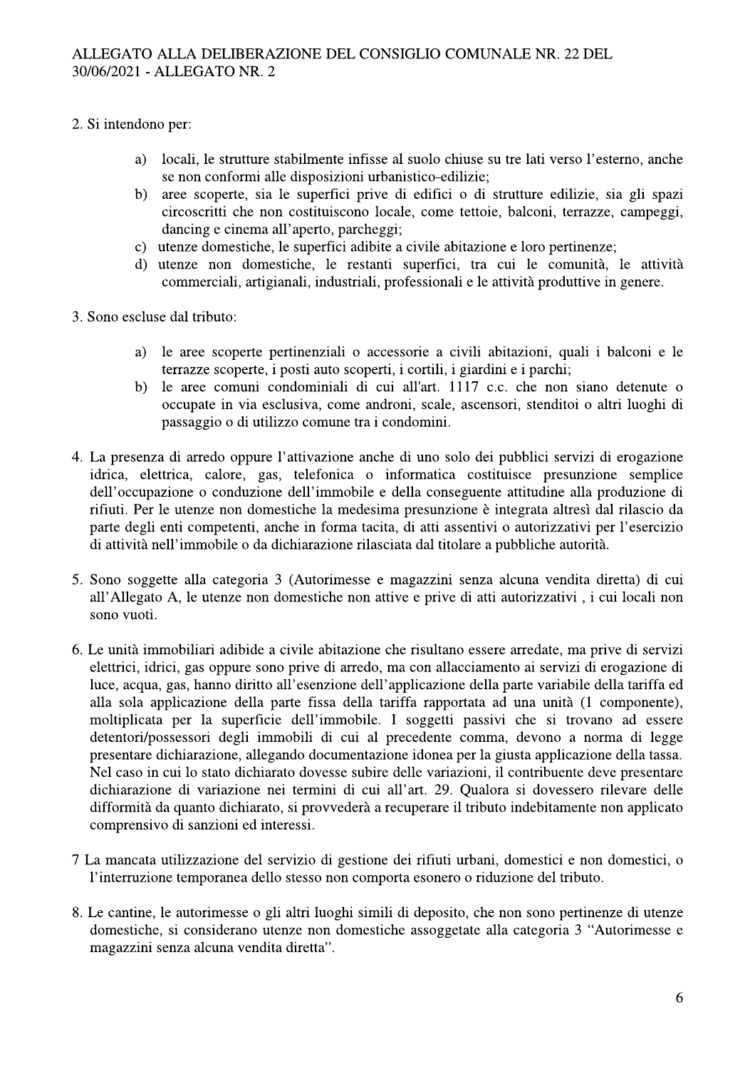2. Si intendono per:

   a) locali, le strutture stabilmente infisse al suolo chiuse su tre lati verso l'esterno, anche se non conformi alle disposizioni urbanistico-edilizie;
   b) aree scoperte, sia le superfici prive di edifici o di strutture edilizie, sia gli spazi circoscritti che non costituiscono locale, come tettoie, balconi, terrazze, campeggi, dancing e cinema all'aperto, parcheggi;
   c) utenze domestiche, le superfici adibite a civile abitazione e loro pertinenze;
   d) utenze non domestiche, le restanti superfici, tra cui le comunità, le attività commerciali, artigianali, industriali, professionali e le attività produttive in genere.

3. Sono escluse dal tributo:

   a) le aree scoperte pertinenziali o accessorie a civili abitazioni, quali i balconi e le terrazze scoperte, i posti auto scoperti, i cortili, i giardini e i parchi;
   b) le aree comuni condominiali di cui all'art. 1117 c.c. che non siano detenute o occupate in via esclusiva, come androni, scale, ascensori, stenditoi o altri luoghi di passaggio o di utilizzo comune tra i condomini.

4. La presenza di arredo oppure l'attivazione anche di uno solo dei pubblici servizi di erogazione idrica, elettrica, calore, gas, telefonica o informatica costituisce presunzione semplice dell'occupazione o conduzione dell'immobile e della conseguente attitudine alla produzione di rifiuti. Per le utenze non domestiche la medesima presunzione è integrata altresì dal rilascio da parte degli enti competenti, anche in forma tacita, di atti assentivi o autorizzativi per l'esercizio di attività nell'immobile o da dichiarazione rilasciata dal titolare a pubbliche autorità.

5. Sono soggette alla categoria 3 (Autorimesse e magazzini senza alcuna vendita diretta) di cui all'Allegato A, le utenze non domestiche non attive e prive di atti autorizzativi , i cui locali non sono vuoti.

6. Le unità immobiliari adibide a civile abitazione che risultano essere arredate, ma prive di servizi elettrici, idrici, gas oppure sono prive di arredo, ma con allacciamento ai servizi di erogazione di luce, acqua, gas, hanno diritto all'esenzione dell'applicazione della parte variabile della tariffa ed alla sola applicazione della parte fissa della tariffa rapportata ad una unità (1 componente), moltiplicata per la superficie dell'immobile. I soggetti passivi che si trovano ad essere detentori/possessori degli immobili di cui al precedente comma, devono a norma di legge presentare dichiarazione, allegando documentazione idonea per la giusta applicazione della tassa. Nel caso in cui lo stato dichiarato dovesse subire delle variazioni, il contribuente deve presentare dichiarazione di variazione nei termini di cui all'art. 29. Qualora si dovessero rilevare delle difformità da quanto dichiarato, si provvederà a recuperare il tributo indebitamente non applicato comprensivo di sanzioni ed interessi.

7 La mancata utilizzazione del servizio di gestione dei rifiuti urbani, domestici e non domestici, o l'interruzione temporanea dello stesso non comporta esonero o riduzione del tributo.

8. Le cantine, le autorimesse o gli altri luoghi simili di deposito, che non sono pertinenze di utenze domestiche, si considerano utenze non domestiche assoggetate alla categoria 3 "Autorimesse e magazzini senza alcuna vendita diretta".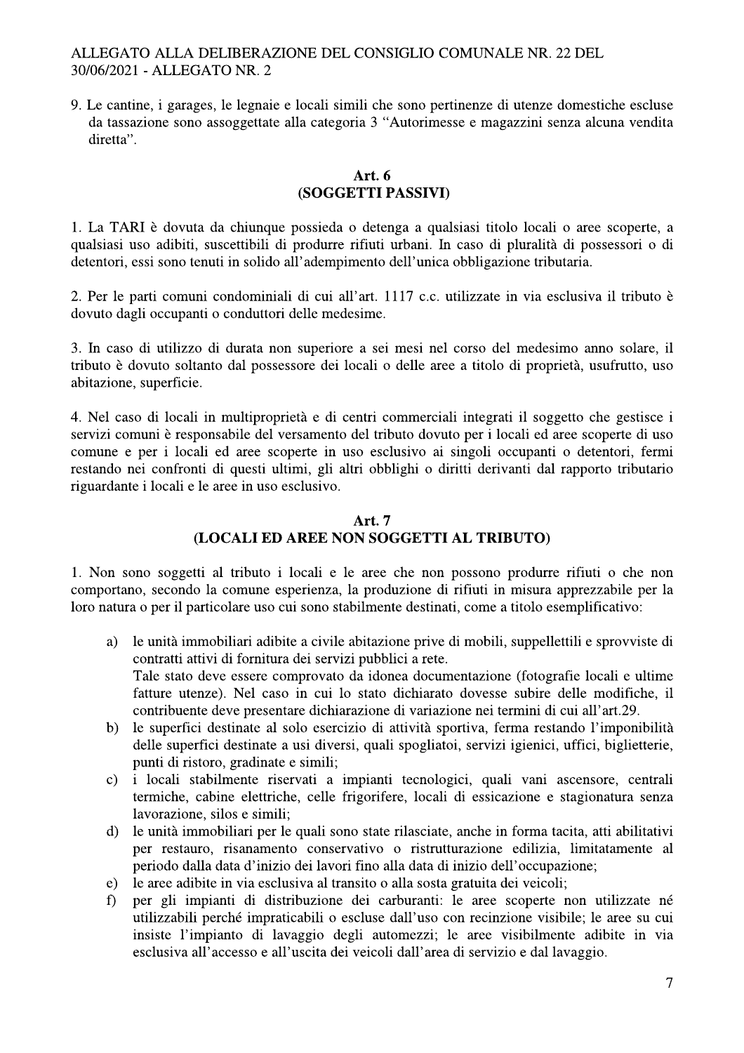9. Le cantine, i garages, le legnaie e locali simili che sono pertinenze di utenze domestiche escluse da tassazione sono assoggettate alla categoria 3 "Autorimesse e magazzini senza alcuna vendita diretta".

## Art. 6
## (SOGGETTI PASSIVI)

1. La TARI è dovuta da chiunque possieda o detenga a qualsiasi titolo locali o aree scoperte, a qualsiasi uso adibiti, suscettibili di produrre rifiuti urbani. In caso di pluralità di possessori o di detentori, essi sono tenuti in solido all'adempimento dell'unica obbligazione tributaria.

2. Per le parti comuni condominiali di cui all'art. 1117 c.c. utilizzate in via esclusiva il tributo è dovuto dagli occupanti o conduttori delle medesime.

3. In caso di utilizzo di durata non superiore a sei mesi nel corso del medesimo anno solare, il tributo è dovuto soltanto dal possessore dei locali o delle aree a titolo di proprietà, usufrutto, uso abitazione, superficie.

4. Nel caso di locali in multiproprietà e di centri commerciali integrati il soggetto che gestisce i servizi comuni è responsabile del versamento del tributo dovuto per i locali ed aree scoperte di uso comune e per i locali ed aree scoperte in uso esclusivo ai singoli occupanti o detentori, fermi restando nei confronti di questi ultimi, gli altri obblighi o diritti derivanti dal rapporto tributario riguardante i locali e le aree in uso esclusivo.

## Art. 7
## (LOCALI ED AREE NON SOGGETTI AL TRIBUTO)

1. Non sono soggetti al tributo i locali e le aree che non possono produrre rifiuti o che non comportano, secondo la comune esperienza, la produzione di rifiuti in misura apprezzabile per la loro natura o per il particolare uso cui sono stabilmente destinati, come a titolo esemplificativo:

a) le unità immobiliari adibite a civile abitazione prive di mobili, suppellettili e sprovviste di contratti attivi di fornitura dei servizi pubblici a rete.
   Tale stato deve essere comprovato da idonea documentazione (fotografie locali e ultime fatture utenze). Nel caso in cui lo stato dichiarato dovesse subire delle modifiche, il contribuente deve presentare dichiarazione di variazione nei termini di cui all'art.29.
b) le superfici destinate al solo esercizio di attività sportiva, ferma restando l'imponibilità delle superfici destinate a usi diversi, quali spogliatoi, servizi igienici, uffici, biglietterie, punti di ristoro, gradinate e simili;
c) i locali stabilmente riservati a impianti tecnologici, quali vani ascensore, centrali termiche, cabine elettriche, celle frigorifere, locali di essicazione e stagionatura senza lavorazione, silos e simili;
d) le unità immobiliari per le quali sono state rilasciate, anche in forma tacita, atti abilitativi per restauro, risanamento conservativo o ristrutturazione edilizia, limitatamente al periodo dalla data d'inizio dei lavori fino alla data di inizio dell'occupazione;
e) le aree adibite in via esclusiva al transito o alla sosta gratuita dei veicoli;
f) per gli impianti di distribuzione dei carburanti: le aree scoperte non utilizzate né utilizzabili perché impraticabili o escluse dall'uso con recinzione visibile; le aree su cui insiste l'impianto di lavaggio degli automezzi; le aree visibilmente adibite in via esclusiva all'accesso e all'uscita dei veicoli dall'area di servizio e dal lavaggio.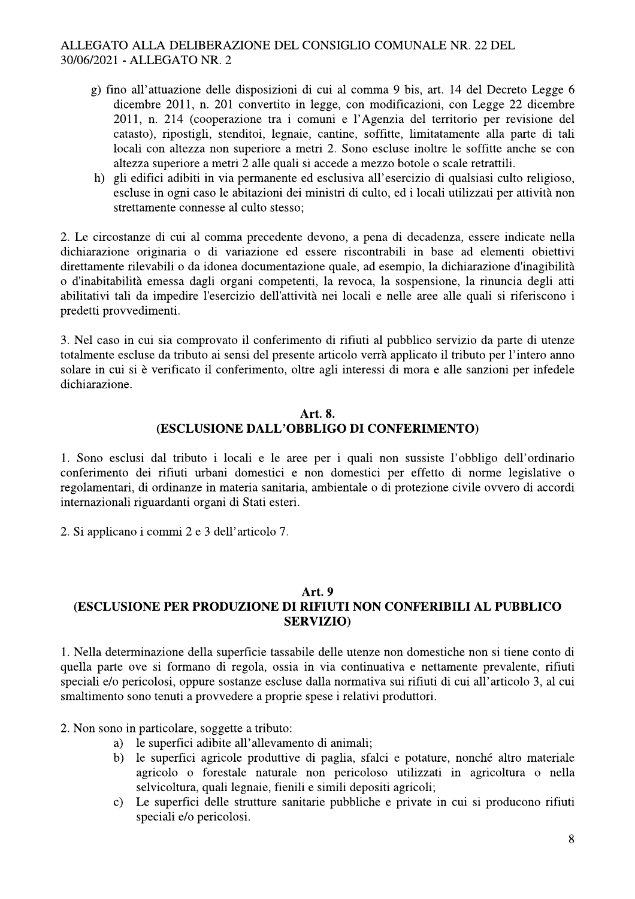g) fino all'attuazione delle disposizioni di cui al comma 9 bis, art. 14 del Decreto Legge 6 dicembre 2011, n. 201 convertito in legge, con modificazioni, con Legge 22 dicembre 2011, n. 214 (cooperazione tra i comuni e l'Agenzia del territorio per revisione del catasto), ripostigli, stenditoi, legnaie, cantine, soffitte, limitatamente alla parte di tali locali con altezza non superiore a metri 2. Sono escluse inoltre le soffitte anche se con altezza superiore a metri 2 alle quali si accede a mezzo botole o scale retrattili.

h) gli edifici adibiti in via permanente ed esclusiva all'esercizio di qualsiasi culto religioso, escluse in ogni caso le abitazioni dei ministri di culto, ed i locali utilizzati per attività non strettamente connesse al culto stesso;

2. Le circostanze di cui al comma precedente devono, a pena di decadenza, essere indicate nella dichiarazione originaria o di variazione ed essere riscontrabili in base ad elementi obiettivi direttamente rilevabili o da idonea documentazione quale, ad esempio, la dichiarazione d'inagibilità o d'inabitabilità emessa dagli organi competenti, la revoca, la sospensione, la rinuncia degli atti abilitativi tali da impedire l'esercizio dell'attività nei locali e nelle aree alle quali si riferiscono i predetti provvedimenti.

3. Nel caso in cui sia comprovato il conferimento di rifiuti al pubblico servizio da parte di utenze totalmente escluse da tributo ai sensi del presente articolo verrà applicato il tributo per l'intero anno solare in cui si è verificato il conferimento, oltre agli interessi di mora e alle sanzioni per infedele dichiarazione.

## Art. 8.
## (ESCLUSIONE DALL'OBBLIGO DI CONFERIMENTO)

1. Sono esclusi dal tributo i locali e le aree per i quali non sussiste l'obbligo dell'ordinario conferimento dei rifiuti urbani domestici e non domestici per effetto di norme legislative o regolamentari, di ordinanze in materia sanitaria, ambientale o di protezione civile ovvero di accordi internazionali riguardanti organi di Stati esteri.

2. Si applicano i commi 2 e 3 dell'articolo 7.

## Art. 9
## (ESCLUSIONE PER PRODUZIONE DI RIFIUTI NON CONFERIBILI AL PUBBLICO SERVIZIO)

1. Nella determinazione della superficie tassabile delle utenze non domestiche non si tiene conto di quella parte ove si formano di regola, ossia in via continuativa e nettamente prevalente, rifiuti speciali e/o pericolosi, oppure sostanze escluse dalla normativa sui rifiuti di cui all'articolo 3, al cui smaltimento sono tenuti a provvedere a proprie spese i relativi produttori.

2. Non sono in particolare, soggette a tributo:

a) le superfici adibite all'allevamento di animali;
b) le superfici agricole produttive di paglia, sfalci e potature, nonché altro materiale agricolo o forestale naturale non pericoloso utilizzati in agricoltura o nella selvicoltura, quali legnaie, fienili e simili depositi agricoli;
c) Le superfici delle strutture sanitarie pubbliche e private in cui si producono rifiuti speciali e/o pericolosi.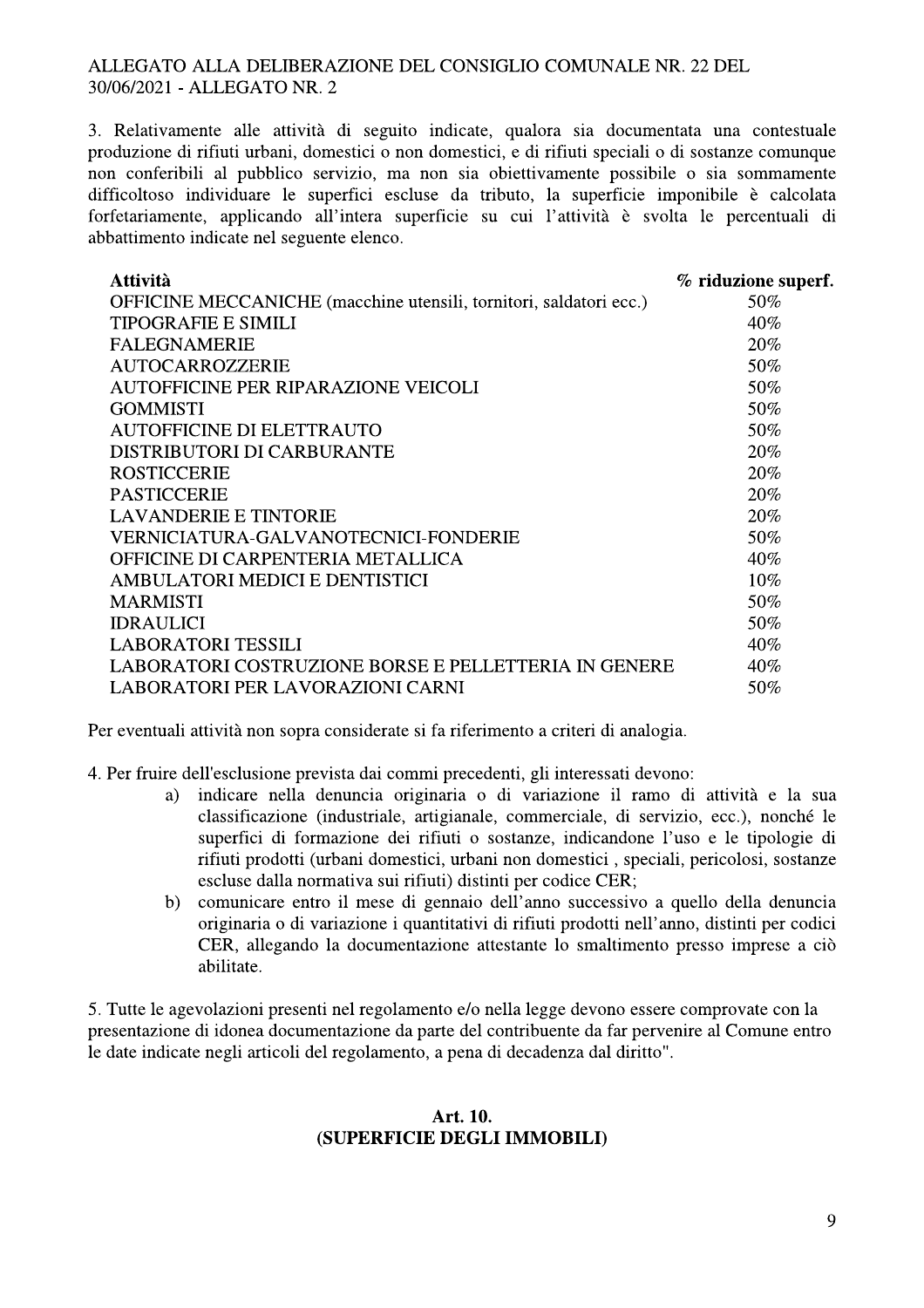3. Relativamente alle attività di seguito indicate, qualora sia documentata una contestuale produzione di rifiuti urbani, domestici o non domestici, e di rifiuti speciali o di sostanze comunque non conferibili al pubblico servizio, ma non sia obiettivamente possibile o sia sommamente difficoltoso individuare le superfici escluse da tributo, la superficie imponibile è calcolata forfetariamente, applicando all'intera superficie su cui l'attività è svolta le percentuali di abbattimento indicate nel seguente elenco.

| **Attività** | **% riduzione superf.** |
|---|---|
| OFFICINE MECCANICHE (macchine utensili, tornitori, saldatori ecc.) | 50% |
| TIPOGRAFIE E SIMILI | 40% |
| FALEGNAMERIE | 20% |
| AUTOCARROZZERIE | 50% |
| AUTOFFICINE PER RIPARAZIONE VEICOLI | 50% |
| GOMMISTI | 50% |
| AUTOFFICINE DI ELETTRAUTO | 50% |
| DISTRIBUTORI DI CARBURANTE | 20% |
| ROSTICCERIE | 20% |
| PASTICCERIE | 20% |
| LAVANDERIE E TINTORIE | 20% |
| VERNICIATURA-GALVANOTECNICI-FONDERIE | 50% |
| OFFICINE DI CARPENTERIA METALLICA | 40% |
| AMBULATORI MEDICI E DENTISTICI | 10% |
| MARMISTI | 50% |
| IDRAULICI | 50% |
| LABORATORI TESSILI | 40% |
| LABORATORI COSTRUZIONE BORSE E PELLETTERIA IN GENERE | 40% |
| LABORATORI PER LAVORAZIONI CARNI | 50% |

Per eventuali attività non sopra considerate si fa riferimento a criteri di analogia.

4. Per fruire dell'esclusione prevista dai commi precedenti, gli interessati devono:

a) indicare nella denuncia originaria o di variazione il ramo di attività e la sua classificazione (industriale, artigianale, commerciale, di servizio, ecc.), nonché le superfici di formazione dei rifiuti o sostanze, indicandone l'uso e le tipologie di rifiuti prodotti (urbani domestici, urbani non domestici , speciali, pericolosi, sostanze escluse dalla normativa sui rifiuti) distinti per codice CER;

b) comunicare entro il mese di gennaio dell'anno successivo a quello della denuncia originaria o di variazione i quantitativi di rifiuti prodotti nell'anno, distinti per codici CER, allegando la documentazione attestante lo smaltimento presso imprese a ciò abilitate.

5. Tutte le agevolazioni presenti nel regolamento e/o nella legge devono essere comprovate con la presentazione di idonea documentazione da parte del contribuente da far pervenire al Comune entro le date indicate negli articoli del regolamento, a pena di decadenza dal diritto".

## Art. 10.
## (SUPERFICIE DEGLI IMMOBILI)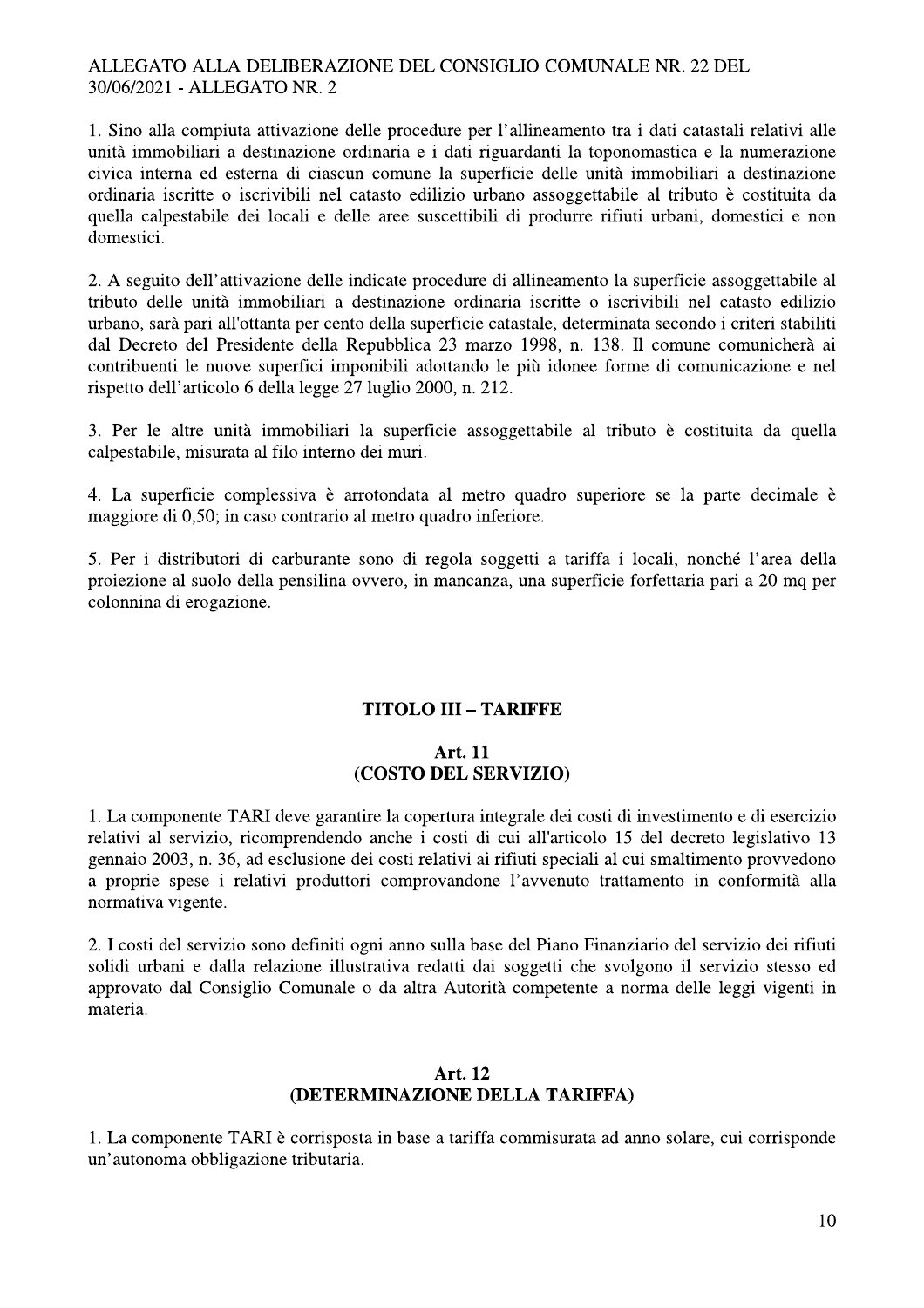1. Sino alla compiuta attivazione delle procedure per l'allineamento tra i dati catastali relativi alle unità immobiliari a destinazione ordinaria e i dati riguardanti la toponomastica e la numerazione civica interna ed esterna di ciascun comune la superficie delle unità immobiliari a destinazione ordinaria iscritte o iscrivibili nel catasto edilizio urbano assoggettabile al tributo è costituita da quella calpestabile dei locali e delle aree suscettibili di produrre rifiuti urbani, domestici e non domestici.

2. A seguito dell'attivazione delle indicate procedure di allineamento la superficie assoggettabile al tributo delle unità immobiliari a destinazione ordinaria iscritte o iscrivibili nel catasto edilizio urbano, sarà pari all'ottanta per cento della superficie catastale, determinata secondo i criteri stabiliti dal Decreto del Presidente della Repubblica 23 marzo 1998, n. 138. Il comune comunicherà ai contribuenti le nuove superfici imponibili adottando le più idonee forme di comunicazione e nel rispetto dell'articolo 6 della legge 27 luglio 2000, n. 212.

3. Per le altre unità immobiliari la superficie assoggettabile al tributo è costituita da quella calpestabile, misurata al filo interno dei muri.

4. La superficie complessiva è arrotondata al metro quadro superiore se la parte decimale è maggiore di 0,50; in caso contrario al metro quadro inferiore.

5. Per i distributori di carburante sono di regola soggetti a tariffa i locali, nonché l'area della proiezione al suolo della pensilina ovvero, in mancanza, una superficie forfettaria pari a 20 mq per colonnina di erogazione.

## TITOLO III – TARIFFE

### Art. 11
### (COSTO DEL SERVIZIO)

1. La componente TARI deve garantire la copertura integrale dei costi di investimento e di esercizio relativi al servizio, ricomprendendo anche i costi di cui all'articolo 15 del decreto legislativo 13 gennaio 2003, n. 36, ad esclusione dei costi relativi ai rifiuti speciali al cui smaltimento provvedono a proprie spese i relativi produttori comprovandone l'avvenuto trattamento in conformità alla normativa vigente.

2. I costi del servizio sono definiti ogni anno sulla base del Piano Finanziario del servizio dei rifiuti solidi urbani e dalla relazione illustrativa redatti dai soggetti che svolgono il servizio stesso ed approvato dal Consiglio Comunale o da altra Autorità competente a norma delle leggi vigenti in materia.

### Art. 12
### (DETERMINAZIONE DELLA TARIFFA)

1. La componente TARI è corrisposta in base a tariffa commisurata ad anno solare, cui corrisponde un'autonoma obbligazione tributaria.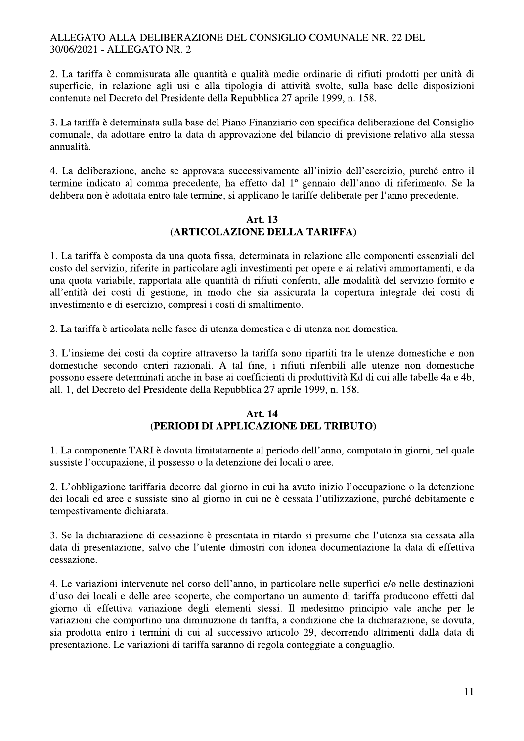2. La tariffa è commisurata alle quantità e qualità medie ordinarie di rifiuti prodotti per unità di superficie, in relazione agli usi e alla tipologia di attività svolte, sulla base delle disposizioni contenute nel Decreto del Presidente della Repubblica 27 aprile 1999, n. 158.

3. La tariffa è determinata sulla base del Piano Finanziario con specifica deliberazione del Consiglio comunale, da adottare entro la data di approvazione del bilancio di previsione relativo alla stessa annualità.

4. La deliberazione, anche se approvata successivamente all'inizio dell'esercizio, purché entro il termine indicato al comma precedente, ha effetto dal 1° gennaio dell'anno di riferimento. Se la delibera non è adottata entro tale termine, si applicano le tariffe deliberate per l'anno precedente.

## Art. 13
## (ARTICOLAZIONE DELLA TARIFFA)

1. La tariffa è composta da una quota fissa, determinata in relazione alle componenti essenziali del costo del servizio, riferite in particolare agli investimenti per opere e ai relativi ammortamenti, e da una quota variabile, rapportata alle quantità di rifiuti conferiti, alle modalità del servizio fornito e all'entità dei costi di gestione, in modo che sia assicurata la copertura integrale dei costi di investimento e di esercizio, compresi i costi di smaltimento.

2. La tariffa è articolata nelle fasce di utenza domestica e di utenza non domestica.

3. L'insieme dei costi da coprire attraverso la tariffa sono ripartiti tra le utenze domestiche e non domestiche secondo criteri razionali. A tal fine, i rifiuti riferibili alle utenze non domestiche possono essere determinati anche in base ai coefficienti di produttività Kd di cui alle tabelle 4a e 4b, all. 1, del Decreto del Presidente della Repubblica 27 aprile 1999, n. 158.

## Art. 14
## (PERIODI DI APPLICAZIONE DEL TRIBUTO)

1. La componente TARI è dovuta limitatamente al periodo dell'anno, computato in giorni, nel quale sussiste l'occupazione, il possesso o la detenzione dei locali o aree.

2. L'obbligazione tariffaria decorre dal giorno in cui ha avuto inizio l'occupazione o la detenzione dei locali ed aree e sussiste sino al giorno in cui ne è cessata l'utilizzazione, purché debitamente e tempestivamente dichiarata.

3. Se la dichiarazione di cessazione è presentata in ritardo si presume che l'utenza sia cessata alla data di presentazione, salvo che l'utente dimostri con idonea documentazione la data di effettiva cessazione.

4. Le variazioni intervenute nel corso dell'anno, in particolare nelle superfici e/o nelle destinazioni d'uso dei locali e delle aree scoperte, che comportano un aumento di tariffa producono effetti dal giorno di effettiva variazione degli elementi stessi. Il medesimo principio vale anche per le variazioni che comportino una diminuzione di tariffa, a condizione che la dichiarazione, se dovuta, sia prodotta entro i termini di cui al successivo articolo 29, decorrendo altrimenti dalla data di presentazione. Le variazioni di tariffa saranno di regola conteggiate a conguaglio.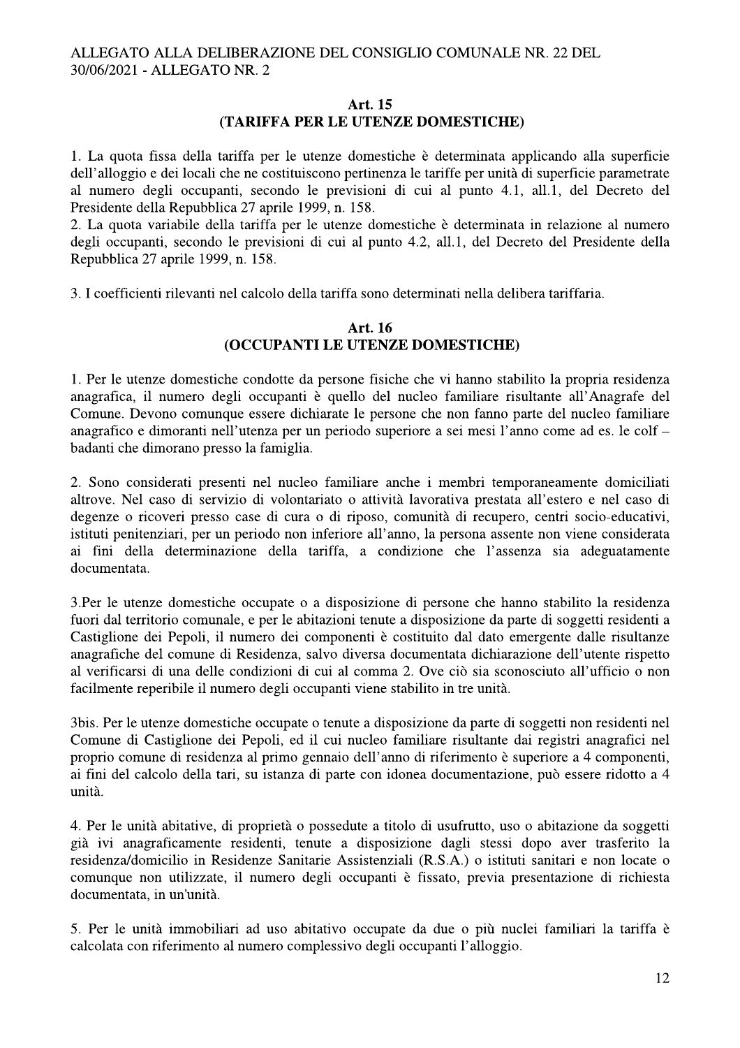## Art. 15
## (TARIFFA PER LE UTENZE DOMESTICHE)

1. La quota fissa della tariffa per le utenze domestiche è determinata applicando alla superficie dell'alloggio e dei locali che ne costituiscono pertinenza le tariffe per unità di superficie parametrate al numero degli occupanti, secondo le previsioni di cui al punto 4.1, all.1, del Decreto del Presidente della Repubblica 27 aprile 1999, n. 158.
2. La quota variabile della tariffa per le utenze domestiche è determinata in relazione al numero degli occupanti, secondo le previsioni di cui al punto 4.2, all.1, del Decreto del Presidente della Repubblica 27 aprile 1999, n. 158.

3. I coefficienti rilevanti nel calcolo della tariffa sono determinati nella delibera tariffaria.

## Art. 16
## (OCCUPANTI LE UTENZE DOMESTICHE)

1. Per le utenze domestiche condotte da persone fisiche che vi hanno stabilito la propria residenza anagrafica, il numero degli occupanti è quello del nucleo familiare risultante all'Anagrafe del Comune. Devono comunque essere dichiarate le persone che non fanno parte del nucleo familiare anagrafico e dimoranti nell'utenza per un periodo superiore a sei mesi l'anno come ad es. le colf – badanti che dimorano presso la famiglia.

2. Sono considerati presenti nel nucleo familiare anche i membri temporaneamente domiciliati altrove. Nel caso di servizio di volontariato o attività lavorativa prestata all'estero e nel caso di degenze o ricoveri presso case di cura o di riposo, comunità di recupero, centri socio-educativi, istituti penitenziari, per un periodo non inferiore all'anno, la persona assente non viene considerata ai fini della determinazione della tariffa, a condizione che l'assenza sia adeguatamente documentata.

3.Per le utenze domestiche occupate o a disposizione di persone che hanno stabilito la residenza fuori dal territorio comunale, e per le abitazioni tenute a disposizione da parte di soggetti residenti a Castiglione dei Pepoli, il numero dei componenti è costituito dal dato emergente dalle risultanze anagrafiche del comune di Residenza, salvo diversa documentata dichiarazione dell'utente rispetto al verificarsi di una delle condizioni di cui al comma 2. Ove ciò sia sconosciuto all'ufficio o non facilmente reperibile il numero degli occupanti viene stabilito in tre unità.

3bis. Per le utenze domestiche occupate o tenute a disposizione da parte di soggetti non residenti nel Comune di Castiglione dei Pepoli, ed il cui nucleo familiare risultante dai registri anagrafici nel proprio comune di residenza al primo gennaio dell'anno di riferimento è superiore a 4 componenti, ai fini del calcolo della tari, su istanza di parte con idonea documentazione, può essere ridotto a 4 unità.

4. Per le unità abitative, di proprietà o possedute a titolo di usufrutto, uso o abitazione da soggetti già ivi anagraficamente residenti, tenute a disposizione dagli stessi dopo aver trasferito la residenza/domicilio in Residenze Sanitarie Assistenziali (R.S.A.) o istituti sanitari e non locate o comunque non utilizzate, il numero degli occupanti è fissato, previa presentazione di richiesta documentata, in un'unità.

5. Per le unità immobiliari ad uso abitativo occupate da due o più nuclei familiari la tariffa è calcolata con riferimento al numero complessivo degli occupanti l'alloggio.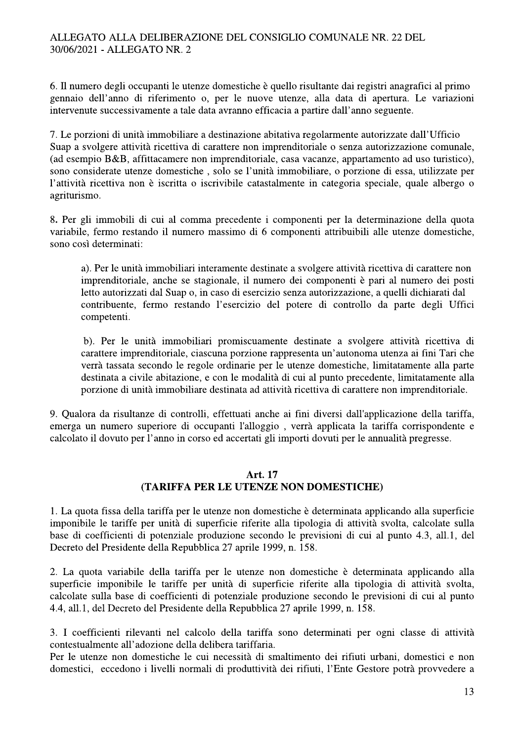6. Il numero degli occupanti le utenze domestiche è quello risultante dai registri anagrafici al primo gennaio dell'anno di riferimento o, per le nuove utenze, alla data di apertura. Le variazioni intervenute successivamente a tale data avranno efficacia a partire dall'anno seguente.

7. Le porzioni di unità immobiliare a destinazione abitativa regolarmente autorizzate dall'Ufficio Suap a svolgere attività ricettiva di carattere non imprenditoriale o senza autorizzazione comunale, (ad esempio B&B, affittacamere non imprenditoriale, casa vacanze, appartamento ad uso turistico), sono considerate utenze domestiche , solo se l'unità immobiliare, o porzione di essa, utilizzate per l'attività ricettiva non è iscritta o iscrivibile catastalmente in categoria speciale, quale albergo o agriturismo.

8. Per gli immobili di cui al comma precedente i componenti per la determinazione della quota variabile, fermo restando il numero massimo di 6 componenti attribuibili alle utenze domestiche, sono così determinati:

a). Per le unità immobiliari interamente destinate a svolgere attività ricettiva di carattere non imprenditoriale, anche se stagionale, il numero dei componenti è pari al numero dei posti letto autorizzati dal Suap o, in caso di esercizio senza autorizzazione, a quelli dichiarati dal contribuente, fermo restando l'esercizio del potere di controllo da parte degli Uffici competenti.

b). Per le unità immobiliari promiscuamente destinate a svolgere attività ricettiva di carattere imprenditoriale, ciascuna porzione rappresenta un'autonoma utenza ai fini Tari che verrà tassata secondo le regole ordinarie per le utenze domestiche, limitatamente alla parte destinata a civile abitazione, e con le modalità di cui al punto precedente, limitatamente alla porzione di unità immobiliare destinata ad attività ricettiva di carattere non imprenditoriale.

9. Qualora da risultanze di controlli, effettuati anche ai fini diversi dall'applicazione della tariffa, emerga un numero superiore di occupanti l'alloggio , verrà applicata la tariffa corrispondente e calcolato il dovuto per l'anno in corso ed accertati gli importi dovuti per le annualità pregresse.

## Art. 17
## (TARIFFA PER LE UTENZE NON DOMESTICHE)

1. La quota fissa della tariffa per le utenze non domestiche è determinata applicando alla superficie imponibile le tariffe per unità di superficie riferite alla tipologia di attività svolta, calcolate sulla base di coefficienti di potenziale produzione secondo le previsioni di cui al punto 4.3, all.1, del Decreto del Presidente della Repubblica 27 aprile 1999, n. 158.

2. La quota variabile della tariffa per le utenze non domestiche è determinata applicando alla superficie imponibile le tariffe per unità di superficie riferite alla tipologia di attività svolta, calcolate sulla base di coefficienti di potenziale produzione secondo le previsioni di cui al punto 4.4, all.1, del Decreto del Presidente della Repubblica 27 aprile 1999, n. 158.

3. I coefficienti rilevanti nel calcolo della tariffa sono determinati per ogni classe di attività contestualmente all'adozione della delibera tariffaria.
Per le utenze non domestiche le cui necessità di smaltimento dei rifiuti urbani, domestici e non domestici, eccedono i livelli normali di produttività dei rifiuti, l'Ente Gestore potrà provvedere a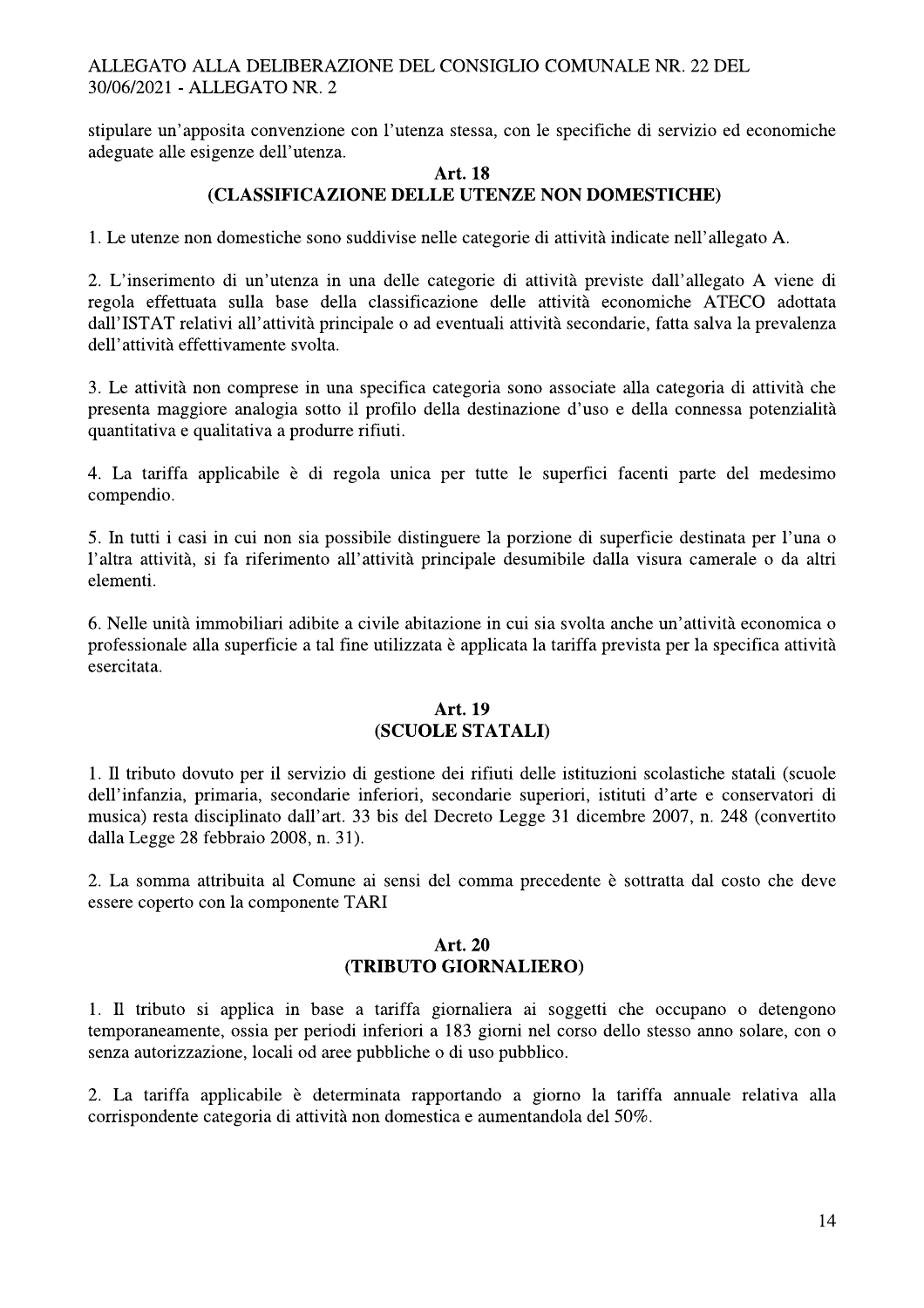stipulare un'apposita convenzione con l'utenza stessa, con le specifiche di servizio ed economiche adeguate alle esigenze dell'utenza.

## Art. 18
## (CLASSIFICAZIONE DELLE UTENZE NON DOMESTICHE)

1. Le utenze non domestiche sono suddivise nelle categorie di attività indicate nell'allegato A.

2. L'inserimento di un'utenza in una delle categorie di attività previste dall'allegato A viene di regola effettuata sulla base della classificazione delle attività economiche ATECO adottata dall'ISTAT relativi all'attività principale o ad eventuali attività secondarie, fatta salva la prevalenza dell'attività effettivamente svolta.

3. Le attività non comprese in una specifica categoria sono associate alla categoria di attività che presenta maggiore analogia sotto il profilo della destinazione d'uso e della connessa potenzialità quantitativa e qualitativa a produrre rifiuti.

4. La tariffa applicabile è di regola unica per tutte le superfici facenti parte del medesimo compendio.

5. In tutti i casi in cui non sia possibile distinguere la porzione di superficie destinata per l'una o l'altra attività, si fa riferimento all'attività principale desumibile dalla visura camerale o da altri elementi.

6. Nelle unità immobiliari adibite a civile abitazione in cui sia svolta anche un'attività economica o professionale alla superficie a tal fine utilizzata è applicata la tariffa prevista per la specifica attività esercitata.

## Art. 19
## (SCUOLE STATALI)

1. Il tributo dovuto per il servizio di gestione dei rifiuti delle istituzioni scolastiche statali (scuole dell'infanzia, primaria, secondarie inferiori, secondarie superiori, istituti d'arte e conservatori di musica) resta disciplinato dall'art. 33 bis del Decreto Legge 31 dicembre 2007, n. 248 (convertito dalla Legge 28 febbraio 2008, n. 31).

2. La somma attribuita al Comune ai sensi del comma precedente è sottratta dal costo che deve essere coperto con la componente TARI

## Art. 20
## (TRIBUTO GIORNALIERO)

1. Il tributo si applica in base a tariffa giornaliera ai soggetti che occupano o detengono temporaneamente, ossia per periodi inferiori a 183 giorni nel corso dello stesso anno solare, con o senza autorizzazione, locali od aree pubbliche o di uso pubblico.

2. La tariffa applicabile è determinata rapportando a giorno la tariffa annuale relativa alla corrispondente categoria di attività non domestica e aumentandola del 50%.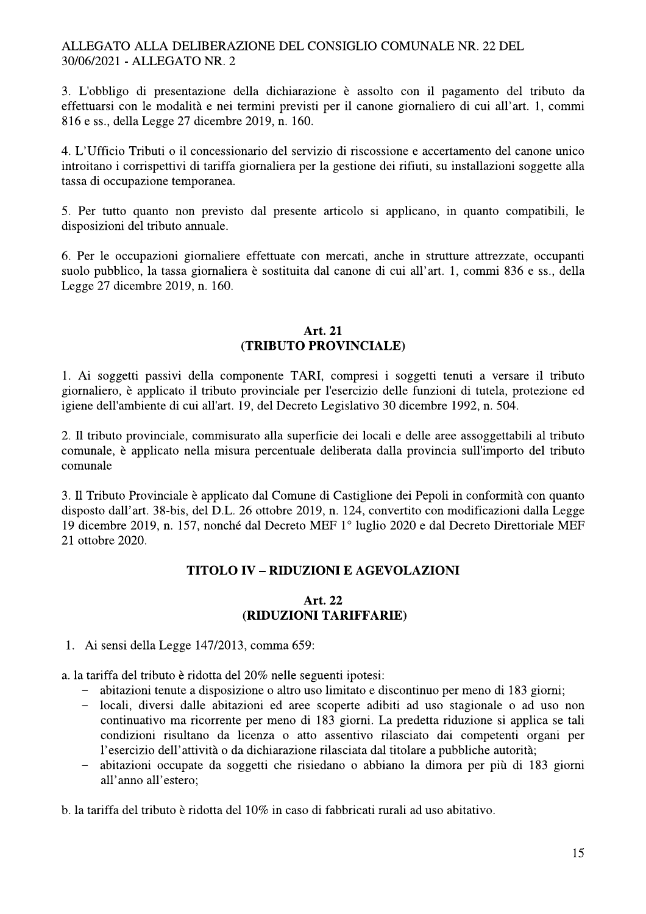3. L'obbligo di presentazione della dichiarazione è assolto con il pagamento del tributo da effettuarsi con le modalità e nei termini previsti per il canone giornaliero di cui all'art. 1, commi 816 e ss., della Legge 27 dicembre 2019, n. 160.

4. L'Ufficio Tributi o il concessionario del servizio di riscossione e accertamento del canone unico introitano i corrispettivi di tariffa giornaliera per la gestione dei rifiuti, su installazioni soggette alla tassa di occupazione temporanea.

5. Per tutto quanto non previsto dal presente articolo si applicano, in quanto compatibili, le disposizioni del tributo annuale.

6. Per le occupazioni giornaliere effettuate con mercati, anche in strutture attrezzate, occupanti suolo pubblico, la tassa giornaliera è sostituita dal canone di cui all'art. 1, commi 836 e ss., della Legge 27 dicembre 2019, n. 160.

### Art. 21
### (TRIBUTO PROVINCIALE)

1. Ai soggetti passivi della componente TARI, compresi i soggetti tenuti a versare il tributo giornaliero, è applicato il tributo provinciale per l'esercizio delle funzioni di tutela, protezione ed igiene dell'ambiente di cui all'art. 19, del Decreto Legislativo 30 dicembre 1992, n. 504.

2. Il tributo provinciale, commisurato alla superficie dei locali e delle aree assoggettabili al tributo comunale, è applicato nella misura percentuale deliberata dalla provincia sull'importo del tributo comunale

3. Il Tributo Provinciale è applicato dal Comune di Castiglione dei Pepoli in conformità con quanto disposto dall'art. 38-bis, del D.L. 26 ottobre 2019, n. 124, convertito con modificazioni dalla Legge 19 dicembre 2019, n. 157, nonché dal Decreto MEF 1° luglio 2020 e dal Decreto Direttoriale MEF 21 ottobre 2020.

## TITOLO IV – RIDUZIONI E AGEVOLAZIONI

### Art. 22
### (RIDUZIONI TARIFFARIE)

1. Ai sensi della Legge 147/2013, comma 659:

a. la tariffa del tributo è ridotta del 20% nelle seguenti ipotesi:
   - abitazioni tenute a disposizione o altro uso limitato e discontinuo per meno di 183 giorni;
   - locali, diversi dalle abitazioni ed aree scoperte adibiti ad uso stagionale o ad uso non continuativo ma ricorrente per meno di 183 giorni. La predetta riduzione si applica se tali condizioni risultano da licenza o atto assentivo rilasciato dai competenti organi per l'esercizio dell'attività o da dichiarazione rilasciata dal titolare a pubbliche autorità;
   - abitazioni occupate da soggetti che risiedano o abbiano la dimora per più di 183 giorni all'anno all'estero;

b. la tariffa del tributo è ridotta del 10% in caso di fabbricati rurali ad uso abitativo.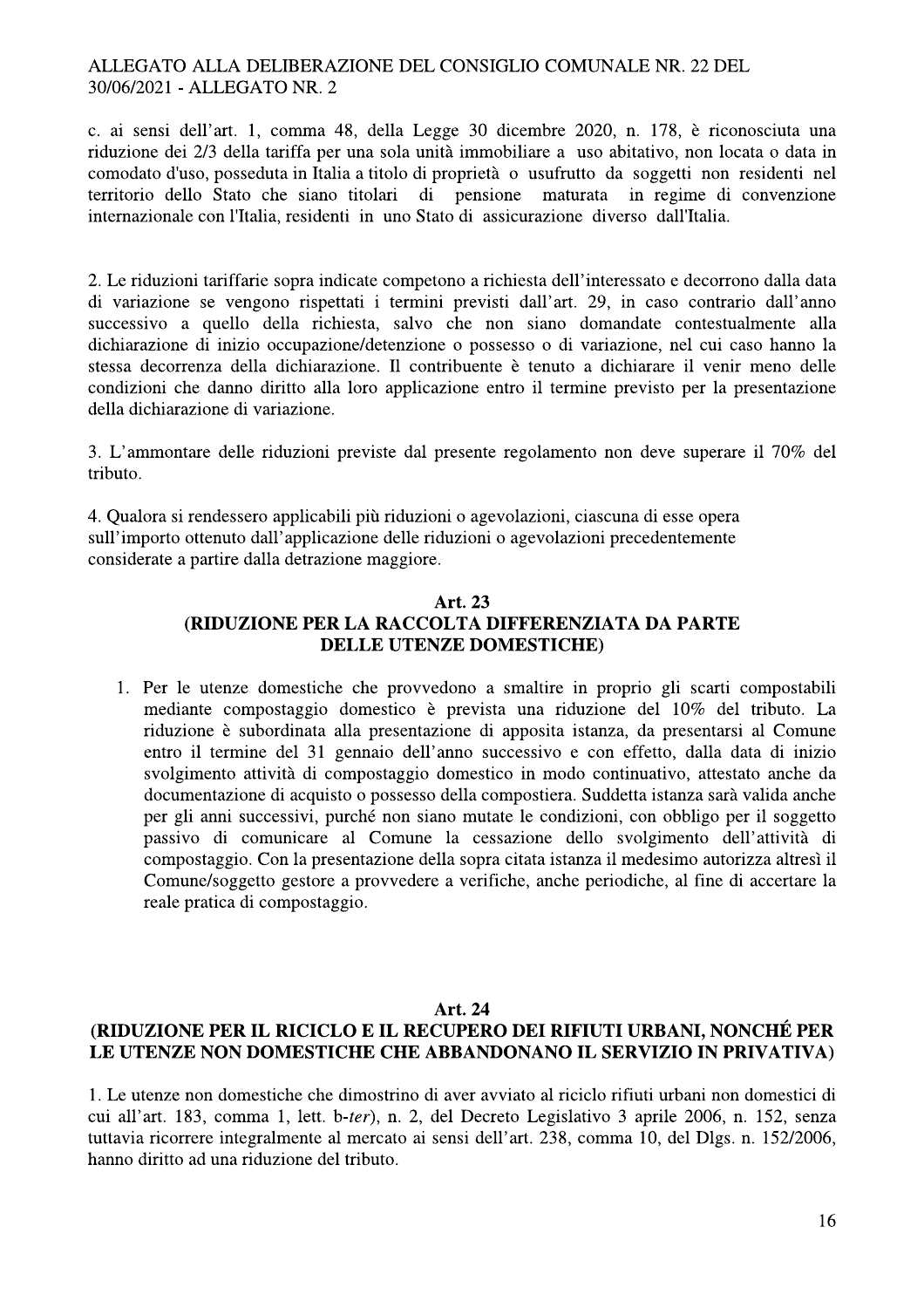c. ai sensi dell'art. 1, comma 48, della Legge 30 dicembre 2020, n. 178, è riconosciuta una riduzione dei 2/3 della tariffa per una sola unità immobiliare a uso abitativo, non locata o data in comodato d'uso, posseduta in Italia a titolo di proprietà o usufrutto da soggetti non residenti nel territorio dello Stato che siano titolari di pensione maturata in regime di convenzione internazionale con l'Italia, residenti in uno Stato di assicurazione diverso dall'Italia.

2. Le riduzioni tariffarie sopra indicate competono a richiesta dell'interessato e decorrono dalla data di variazione se vengono rispettati i termini previsti dall'art. 29, in caso contrario dall'anno successivo a quello della richiesta, salvo che non siano domandate contestualmente alla dichiarazione di inizio occupazione/detenzione o possesso o di variazione, nel cui caso hanno la stessa decorrenza della dichiarazione. Il contribuente è tenuto a dichiarare il venir meno delle condizioni che danno diritto alla loro applicazione entro il termine previsto per la presentazione della dichiarazione di variazione.

3. L'ammontare delle riduzioni previste dal presente regolamento non deve superare il 70% del tributo.

4. Qualora si rendessero applicabili più riduzioni o agevolazioni, ciascuna di esse opera sull'importo ottenuto dall'applicazione delle riduzioni o agevolazioni precedentemente considerate a partire dalla detrazione maggiore.

## Art. 23
## (RIDUZIONE PER LA RACCOLTA DIFFERENZIATA DA PARTE DELLE UTENZE DOMESTICHE)

1. Per le utenze domestiche che provvedono a smaltire in proprio gli scarti compostabili mediante compostaggio domestico è prevista una riduzione del 10% del tributo. La riduzione è subordinata alla presentazione di apposita istanza, da presentarsi al Comune entro il termine del 31 gennaio dell'anno successivo e con effetto, dalla data di inizio svolgimento attività di compostaggio domestico in modo continuativo, attestato anche da documentazione di acquisto o possesso della compostiera. Suddetta istanza sarà valida anche per gli anni successivi, purché non siano mutate le condizioni, con obbligo per il soggetto passivo di comunicare al Comune la cessazione dello svolgimento dell'attività di compostaggio. Con la presentazione della sopra citata istanza il medesimo autorizza altresì il Comune/soggetto gestore a provvedere a verifiche, anche periodiche, al fine di accertare la reale pratica di compostaggio.

## Art. 24
## (RIDUZIONE PER IL RICICLO E IL RECUPERO DEI RIFIUTI URBANI, NONCHÉ PER LE UTENZE NON DOMESTICHE CHE ABBANDONANO IL SERVIZIO IN PRIVATIVA)

1. Le utenze non domestiche che dimostrino di aver avviato al riciclo rifiuti urbani non domestici di cui all'art. 183, comma 1, lett. b-*ter*), n. 2, del Decreto Legislativo 3 aprile 2006, n. 152, senza tuttavia ricorrere integralmente al mercato ai sensi dell'art. 238, comma 10, del Dlgs. n. 152/2006, hanno diritto ad una riduzione del tributo.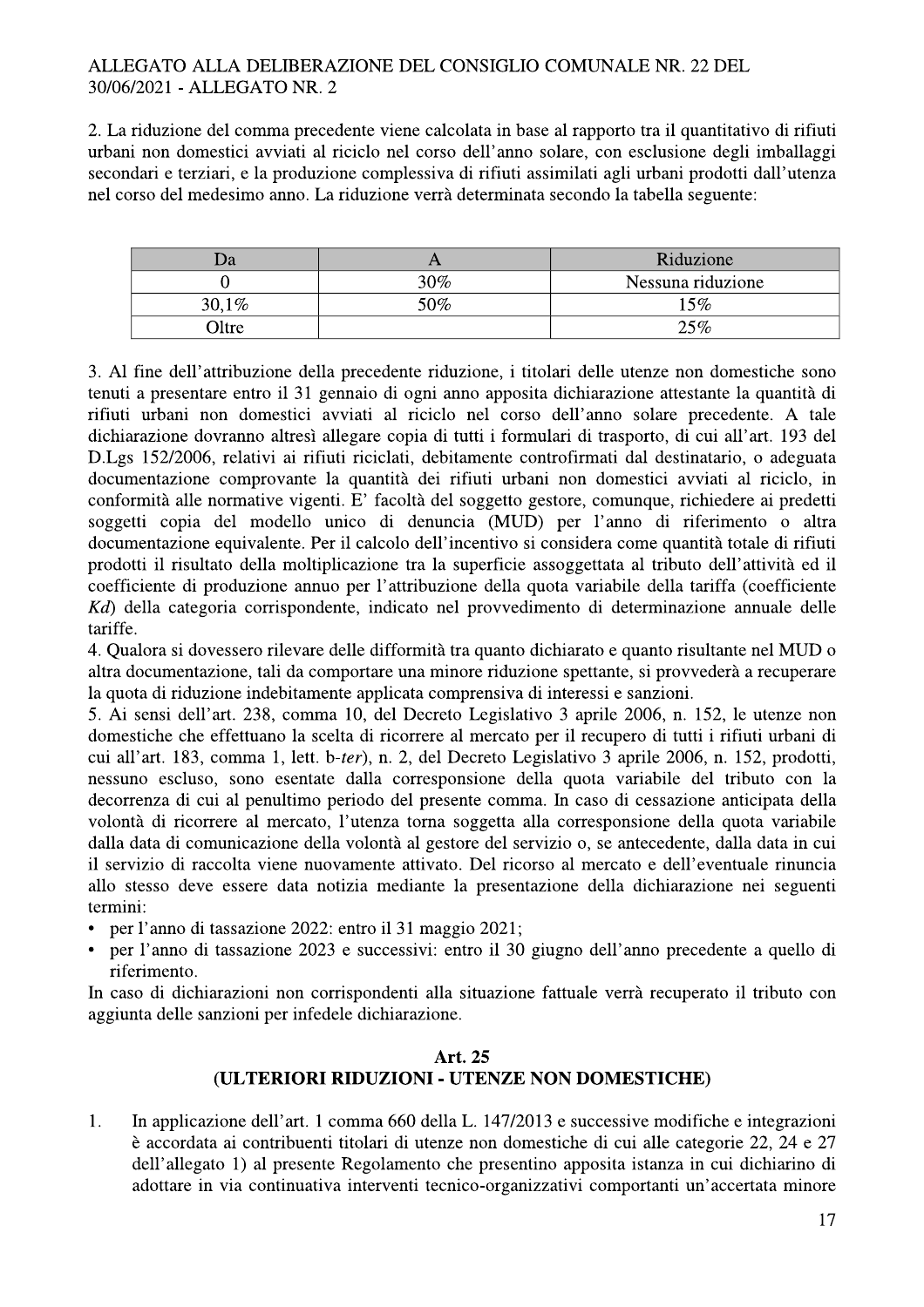2. La riduzione del comma precedente viene calcolata in base al rapporto tra il quantitativo di rifiuti urbani non domestici avviati al riciclo nel corso dell'anno solare, con esclusione degli imballaggi secondari e terziari, e la produzione complessiva di rifiuti assimilati agli urbani prodotti dall'utenza nel corso del medesimo anno. La riduzione verrà determinata secondo la tabella seguente:

| Da | A | Riduzione |
|---|---|---|
| 0 | 30% | Nessuna riduzione |
| 30,1% | 50% | 15% |
| Oltre | | 25% |

3. Al fine dell'attribuzione della precedente riduzione, i titolari delle utenze non domestiche sono tenuti a presentare entro il 31 gennaio di ogni anno apposita dichiarazione attestante la quantità di rifiuti urbani non domestici avviati al riciclo nel corso dell'anno solare precedente. A tale dichiarazione dovranno altresì allegare copia di tutti i formulari di trasporto, di cui all'art. 193 del D.Lgs 152/2006, relativi ai rifiuti riciclati, debitamente controfirmati dal destinatario, o adeguata documentazione comprovante la quantità dei rifiuti urbani non domestici avviati al riciclo, in conformità alle normative vigenti. E' facoltà del soggetto gestore, comunque, richiedere ai predetti soggetti copia del modello unico di denuncia (MUD) per l'anno di riferimento o altra documentazione equivalente. Per il calcolo dell'incentivo si considera come quantità totale di rifiuti prodotti il risultato della moltiplicazione tra la superficie assoggettata al tributo dell'attività ed il coefficiente di produzione annuo per l'attribuzione della quota variabile della tariffa (coefficiente *Kd*) della categoria corrispondente, indicato nel provvedimento di determinazione annuale delle tariffe.

4. Qualora si dovessero rilevare delle difformità tra quanto dichiarato e quanto risultante nel MUD o altra documentazione, tali da comportare una minore riduzione spettante, si provvederà a recuperare la quota di riduzione indebitamente applicata comprensiva di interessi e sanzioni.

5. Ai sensi dell'art. 238, comma 10, del Decreto Legislativo 3 aprile 2006, n. 152, le utenze non domestiche che effettuano la scelta di ricorrere al mercato per il recupero di tutti i rifiuti urbani di cui all'art. 183, comma 1, lett. b-*ter*), n. 2, del Decreto Legislativo 3 aprile 2006, n. 152, prodotti, nessuno escluso, sono esentate dalla corresponsione della quota variabile del tributo con la decorrenza di cui al penultimo periodo del presente comma. In caso di cessazione anticipata della volontà di ricorrere al mercato, l'utenza torna soggetta alla corresponsione della quota variabile dalla data di comunicazione della volontà al gestore del servizio o, se antecedente, dalla data in cui il servizio di raccolta viene nuovamente attivato. Del ricorso al mercato e dell'eventuale rinuncia allo stesso deve essere data notizia mediante la presentazione della dichiarazione nei seguenti termini:

- per l'anno di tassazione 2022: entro il 31 maggio 2021;
- per l'anno di tassazione 2023 e successivi: entro il 30 giugno dell'anno precedente a quello di riferimento.

In caso di dichiarazioni non corrispondenti alla situazione fattuale verrà recuperato il tributo con aggiunta delle sanzioni per infedele dichiarazione.

## Art. 25
## (ULTERIORI RIDUZIONI - UTENZE NON DOMESTICHE)

1. In applicazione dell'art. 1 comma 660 della L. 147/2013 e successive modifiche e integrazioni è accordata ai contribuenti titolari di utenze non domestiche di cui alle categorie 22, 24 e 27 dell'allegato 1) al presente Regolamento che presentino apposita istanza in cui dichiarino di adottare in via continuativa interventi tecnico-organizzativi comportanti un'accertata minore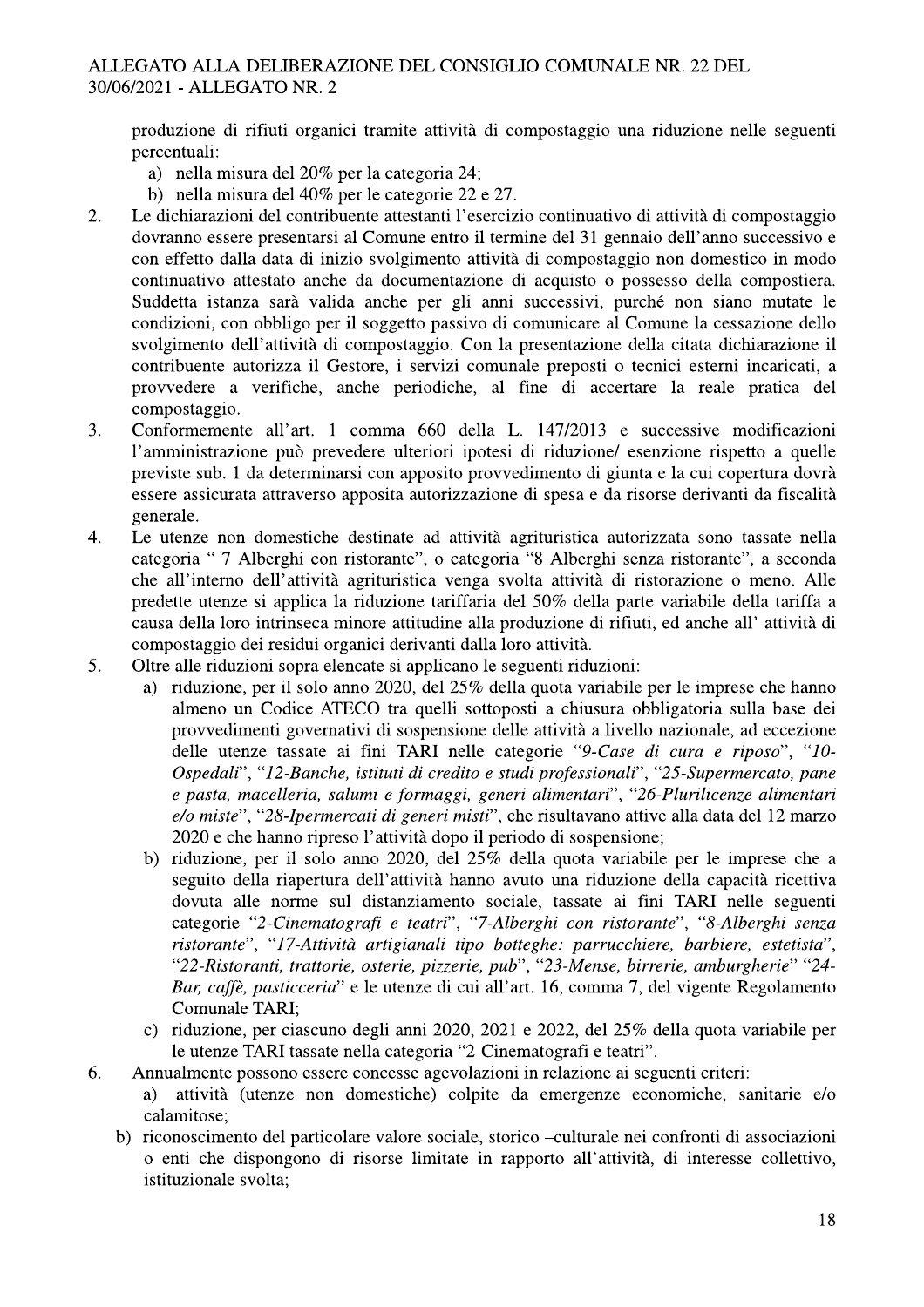produzione di rifiuti organici tramite attività di compostaggio una riduzione nelle seguenti percentuali:

a) nella misura del 20% per la categoria 24;
b) nella misura del 40% per le categorie 22 e 27.

2. Le dichiarazioni del contribuente attestanti l'esercizio continuativo di attività di compostaggio dovranno essere presentarsi al Comune entro il termine del 31 gennaio dell'anno successivo e con effetto dalla data di inizio svolgimento attività di compostaggio non domestico in modo continuativo attestato anche da documentazione di acquisto o possesso della compostiera. Suddetta istanza sarà valida anche per gli anni successivi, purché non siano mutate le condizioni, con obbligo per il soggetto passivo di comunicare al Comune la cessazione dello svolgimento dell'attività di compostaggio. Con la presentazione della citata dichiarazione il contribuente autorizza il Gestore, i servizi comunale preposti o tecnici esterni incaricati, a provvedere a verifiche, anche periodiche, al fine di accertare la reale pratica del compostaggio.
3. Conformemente all'art. 1 comma 660 della L. 147/2013 e successive modificazioni l'amministrazione può prevedere ulteriori ipotesi di riduzione/ esenzione rispetto a quelle previste sub. 1 da determinarsi con apposito provvedimento di giunta e la cui copertura dovrà essere assicurata attraverso apposita autorizzazione di spesa e da risorse derivanti da fiscalità generale.
4. Le utenze non domestiche destinate ad attività agrituristica autorizzata sono tassate nella categoria " 7 Alberghi con ristorante", o categoria "8 Alberghi senza ristorante", a seconda che all'interno dell'attività agrituristica venga svolta attività di ristorazione o meno. Alle predette utenze si applica la riduzione tariffaria del 50% della parte variabile della tariffa a causa della loro intrinseca minore attitudine alla produzione di rifiuti, ed anche all' attività di compostaggio dei residui organici derivanti dalla loro attività.
5. Oltre alle riduzioni sopra elencate si applicano le seguenti riduzioni:
   a) riduzione, per il solo anno 2020, del 25% della quota variabile per le imprese che hanno almeno un Codice ATECO tra quelli sottoposti a chiusura obbligatoria sulla base dei provvedimenti governativi di sospensione delle attività a livello nazionale, ad eccezione delle utenze tassate ai fini TARI nelle categorie *"9-Case di cura e riposo"*, *"10-Ospedali"*, *"12-Banche, istituti di credito e studi professionali"*, *"25-Supermercato, pane e pasta, macelleria, salumi e formaggi, generi alimentari"*, *"26-Plurilicenze alimentari e/o miste"*, *"28-Ipermercati di generi misti"*, che risultavano attive alla data del 12 marzo 2020 e che hanno ripreso l'attività dopo il periodo di sospensione;
   b) riduzione, per il solo anno 2020, del 25% della quota variabile per le imprese che a seguito della riapertura dell'attività hanno avuto una riduzione della capacità ricettiva dovuta alle norme sul distanziamento sociale, tassate ai fini TARI nelle seguenti categorie *"2-Cinematografi e teatri"*, *"7-Alberghi con ristorante"*, *"8-Alberghi senza ristorante"*, *"17-Attività artigianali tipo botteghe: parrucchiere, barbiere, estetista"*, *"22-Ristoranti, trattorie, osterie, pizzerie, pub"*, *"23-Mense, birrerie, amburgherie"* *"24-Bar, caffè, pasticceria"* e le utenze di cui all'art. 16, comma 7, del vigente Regolamento Comunale TARI;
   c) riduzione, per ciascuno degli anni 2020, 2021 e 2022, del 25% della quota variabile per le utenze TARI tassate nella categoria "2-Cinematografi e teatri".
6. Annualmente possono essere concesse agevolazioni in relazione ai seguenti criteri:
   a) attività (utenze non domestiche) colpite da emergenze economiche, sanitarie e/o calamitose;
   b) riconoscimento del particolare valore sociale, storico –culturale nei confronti di associazioni o enti che dispongono di risorse limitate in rapporto all'attività, di interesse collettivo, istituzionale svolta;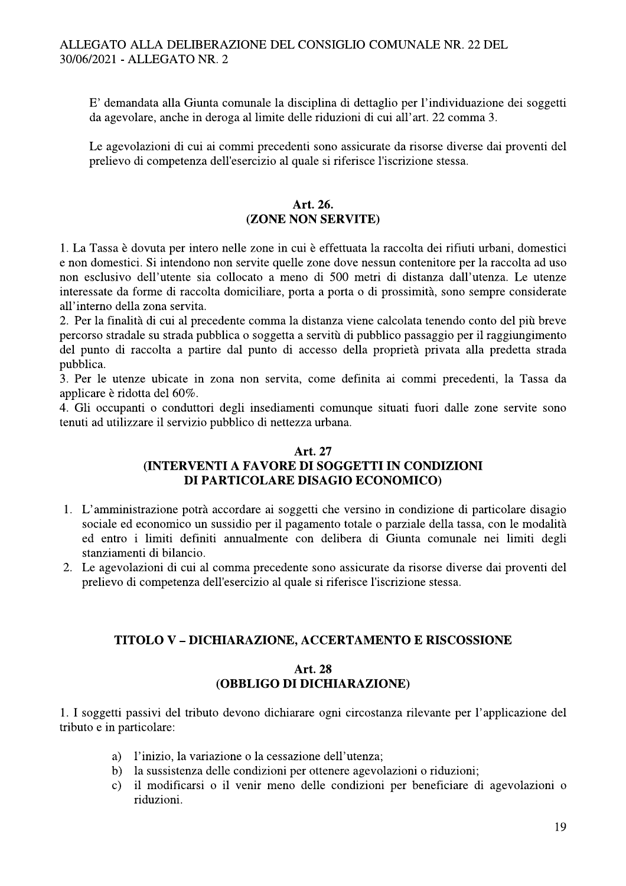E' demandata alla Giunta comunale la disciplina di dettaglio per l'individuazione dei soggetti da agevolare, anche in deroga al limite delle riduzioni di cui all'art. 22 comma 3.

Le agevolazioni di cui ai commi precedenti sono assicurate da risorse diverse dai proventi del prelievo di competenza dell'esercizio al quale si riferisce l'iscrizione stessa.

### Art. 26.
### (ZONE NON SERVITE)

1. La Tassa è dovuta per intero nelle zone in cui è effettuata la raccolta dei rifiuti urbani, domestici e non domestici. Si intendono non servite quelle zone dove nessun contenitore per la raccolta ad uso non esclusivo dell'utente sia collocato a meno di 500 metri di distanza dall'utenza. Le utenze interessate da forme di raccolta domiciliare, porta a porta o di prossimità, sono sempre considerate all'interno della zona servita.
2. Per la finalità di cui al precedente comma la distanza viene calcolata tenendo conto del più breve percorso stradale su strada pubblica o soggetta a servitù di pubblico passaggio per il raggiungimento del punto di raccolta a partire dal punto di accesso della proprietà privata alla predetta strada pubblica.
3. Per le utenze ubicate in zona non servita, come definita ai commi precedenti, la Tassa da applicare è ridotta del 60%.
4. Gli occupanti o conduttori degli insediamenti comunque situati fuori dalle zone servite sono tenuti ad utilizzare il servizio pubblico di nettezza urbana.

### Art. 27
### (INTERVENTI A FAVORE DI SOGGETTI IN CONDIZIONI DI PARTICOLARE DISAGIO ECONOMICO)

1. L'amministrazione potrà accordare ai soggetti che versino in condizione di particolare disagio sociale ed economico un sussidio per il pagamento totale o parziale della tassa, con le modalità ed entro i limiti definiti annualmente con delibera di Giunta comunale nei limiti degli stanziamenti di bilancio.
2. Le agevolazioni di cui al comma precedente sono assicurate da risorse diverse dai proventi del prelievo di competenza dell'esercizio al quale si riferisce l'iscrizione stessa.

## TITOLO V – DICHIARAZIONE, ACCERTAMENTO E RISCOSSIONE

### Art. 28
### (OBBLIGO DI DICHIARAZIONE)

1. I soggetti passivi del tributo devono dichiarare ogni circostanza rilevante per l'applicazione del tributo e in particolare:

   a) l'inizio, la variazione o la cessazione dell'utenza;
   b) la sussistenza delle condizioni per ottenere agevolazioni o riduzioni;
   c) il modificarsi o il venir meno delle condizioni per beneficiare di agevolazioni o riduzioni.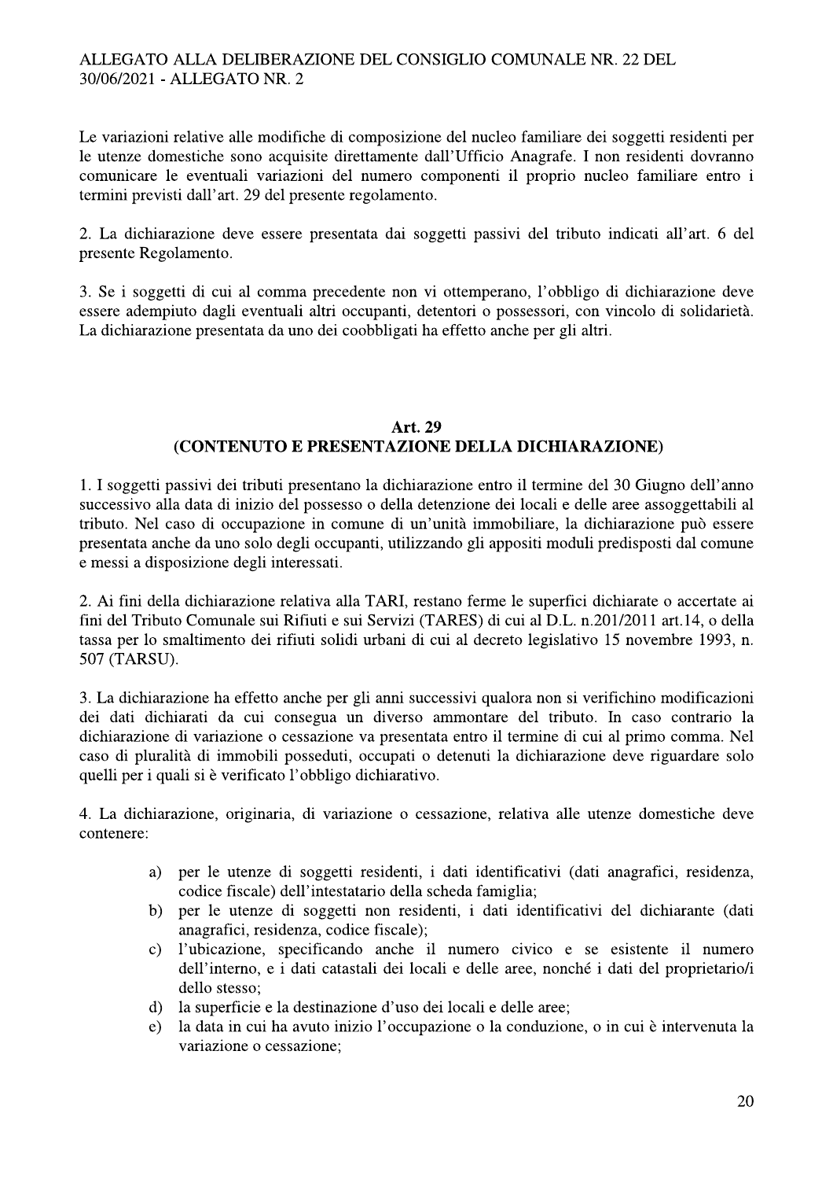Le variazioni relative alle modifiche di composizione del nucleo familiare dei soggetti residenti per le utenze domestiche sono acquisite direttamente dall'Ufficio Anagrafe. I non residenti dovranno comunicare le eventuali variazioni del numero componenti il proprio nucleo familiare entro i termini previsti dall'art. 29 del presente regolamento.

2. La dichiarazione deve essere presentata dai soggetti passivi del tributo indicati all'art. 6 del presente Regolamento.

3. Se i soggetti di cui al comma precedente non vi ottemperano, l'obbligo di dichiarazione deve essere adempiuto dagli eventuali altri occupanti, detentori o possessori, con vincolo di solidarietà. La dichiarazione presentata da uno dei coobbligati ha effetto anche per gli altri.

## Art. 29
## (CONTENUTO E PRESENTAZIONE DELLA DICHIARAZIONE)

1. I soggetti passivi dei tributi presentano la dichiarazione entro il termine del 30 Giugno dell'anno successivo alla data di inizio del possesso o della detenzione dei locali e delle aree assoggettabili al tributo. Nel caso di occupazione in comune di un'unità immobiliare, la dichiarazione può essere presentata anche da uno solo degli occupanti, utilizzando gli appositi moduli predisposti dal comune e messi a disposizione degli interessati.

2. Ai fini della dichiarazione relativa alla TARI, restano ferme le superfici dichiarate o accertate ai fini del Tributo Comunale sui Rifiuti e sui Servizi (TARES) di cui al D.L. n.201/2011 art.14, o della tassa per lo smaltimento dei rifiuti solidi urbani di cui al decreto legislativo 15 novembre 1993, n. 507 (TARSU).

3. La dichiarazione ha effetto anche per gli anni successivi qualora non si verifichino modificazioni dei dati dichiarati da cui consegua un diverso ammontare del tributo. In caso contrario la dichiarazione di variazione o cessazione va presentata entro il termine di cui al primo comma. Nel caso di pluralità di immobili posseduti, occupati o detenuti la dichiarazione deve riguardare solo quelli per i quali si è verificato l'obbligo dichiarativo.

4. La dichiarazione, originaria, di variazione o cessazione, relativa alle utenze domestiche deve contenere:

a) per le utenze di soggetti residenti, i dati identificativi (dati anagrafici, residenza, codice fiscale) dell'intestatario della scheda famiglia;
b) per le utenze di soggetti non residenti, i dati identificativi del dichiarante (dati anagrafici, residenza, codice fiscale);
c) l'ubicazione, specificando anche il numero civico e se esistente il numero dell'interno, e i dati catastali dei locali e delle aree, nonché i dati del proprietario/i dello stesso;
d) la superficie e la destinazione d'uso dei locali e delle aree;
e) la data in cui ha avuto inizio l'occupazione o la conduzione, o in cui è intervenuta la variazione o cessazione;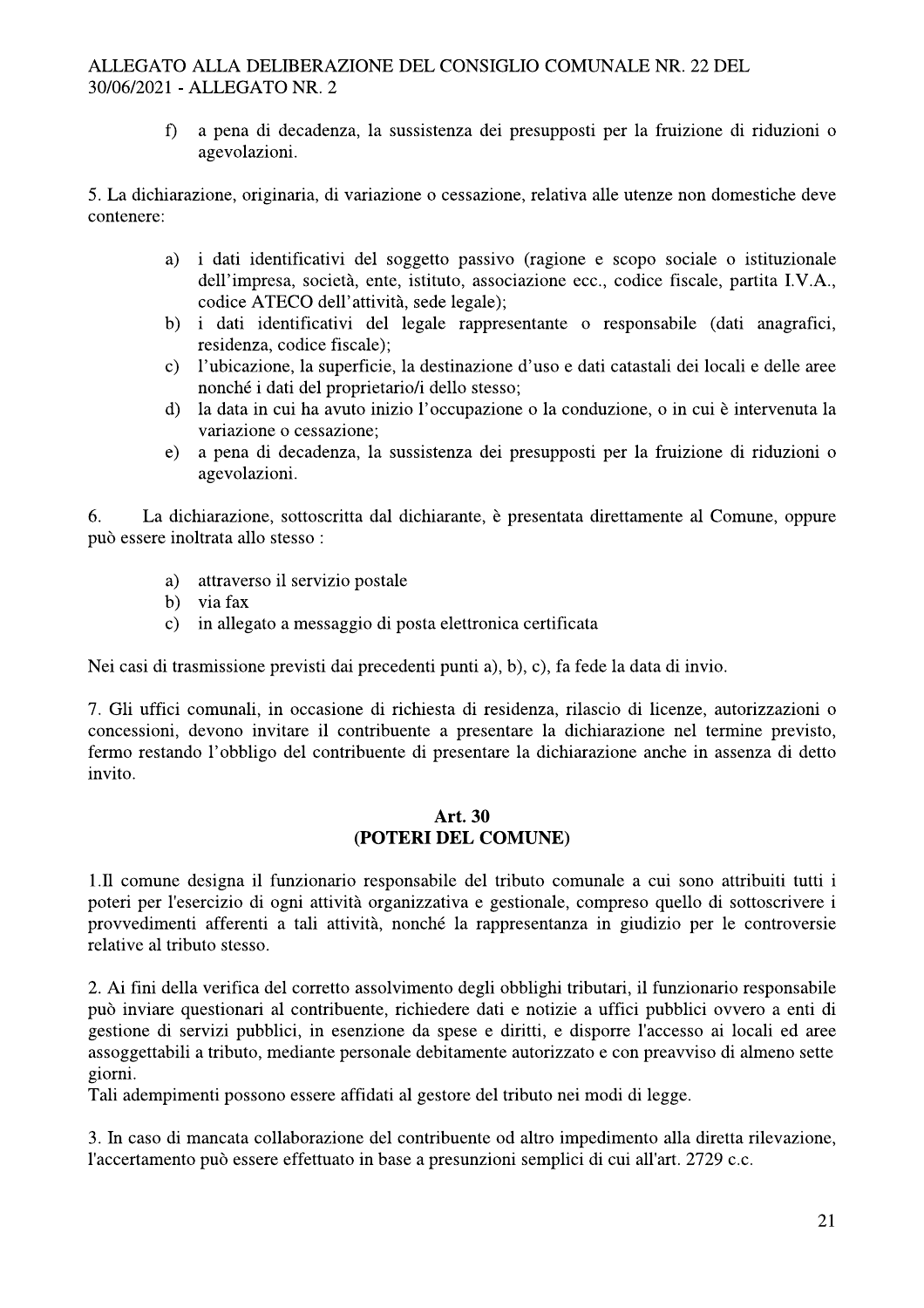f) a pena di decadenza, la sussistenza dei presupposti per la fruizione di riduzioni o agevolazioni.

5. La dichiarazione, originaria, di variazione o cessazione, relativa alle utenze non domestiche deve contenere:

a) i dati identificativi del soggetto passivo (ragione e scopo sociale o istituzionale dell'impresa, società, ente, istituto, associazione ecc., codice fiscale, partita I.V.A., codice ATECO dell'attività, sede legale);
b) i dati identificativi del legale rappresentante o responsabile (dati anagrafici, residenza, codice fiscale);
c) l'ubicazione, la superficie, la destinazione d'uso e dati catastali dei locali e delle aree nonché i dati del proprietario/i dello stesso;
d) la data in cui ha avuto inizio l'occupazione o la conduzione, o in cui è intervenuta la variazione o cessazione;
e) a pena di decadenza, la sussistenza dei presupposti per la fruizione di riduzioni o agevolazioni.

6. La dichiarazione, sottoscritta dal dichiarante, è presentata direttamente al Comune, oppure può essere inoltrata allo stesso :

a) attraverso il servizio postale
b) via fax
c) in allegato a messaggio di posta elettronica certificata

Nei casi di trasmissione previsti dai precedenti punti a), b), c), fa fede la data di invio.

7. Gli uffici comunali, in occasione di richiesta di residenza, rilascio di licenze, autorizzazioni o concessioni, devono invitare il contribuente a presentare la dichiarazione nel termine previsto, fermo restando l'obbligo del contribuente di presentare la dichiarazione anche in assenza di detto invito.

## Art. 30
## (POTERI DEL COMUNE)

1.Il comune designa il funzionario responsabile del tributo comunale a cui sono attribuiti tutti i poteri per l'esercizio di ogni attività organizzativa e gestionale, compreso quello di sottoscrivere i provvedimenti afferenti a tali attività, nonché la rappresentanza in giudizio per le controversie relative al tributo stesso.

2. Ai fini della verifica del corretto assolvimento degli obblighi tributari, il funzionario responsabile può inviare questionari al contribuente, richiedere dati e notizie a uffici pubblici ovvero a enti di gestione di servizi pubblici, in esenzione da spese e diritti, e disporre l'accesso ai locali ed aree assoggettabili a tributo, mediante personale debitamente autorizzato e con preavviso di almeno sette giorni.
Tali adempimenti possono essere affidati al gestore del tributo nei modi di legge.

3. In caso di mancata collaborazione del contribuente od altro impedimento alla diretta rilevazione, l'accertamento può essere effettuato in base a presunzioni semplici di cui all'art. 2729 c.c.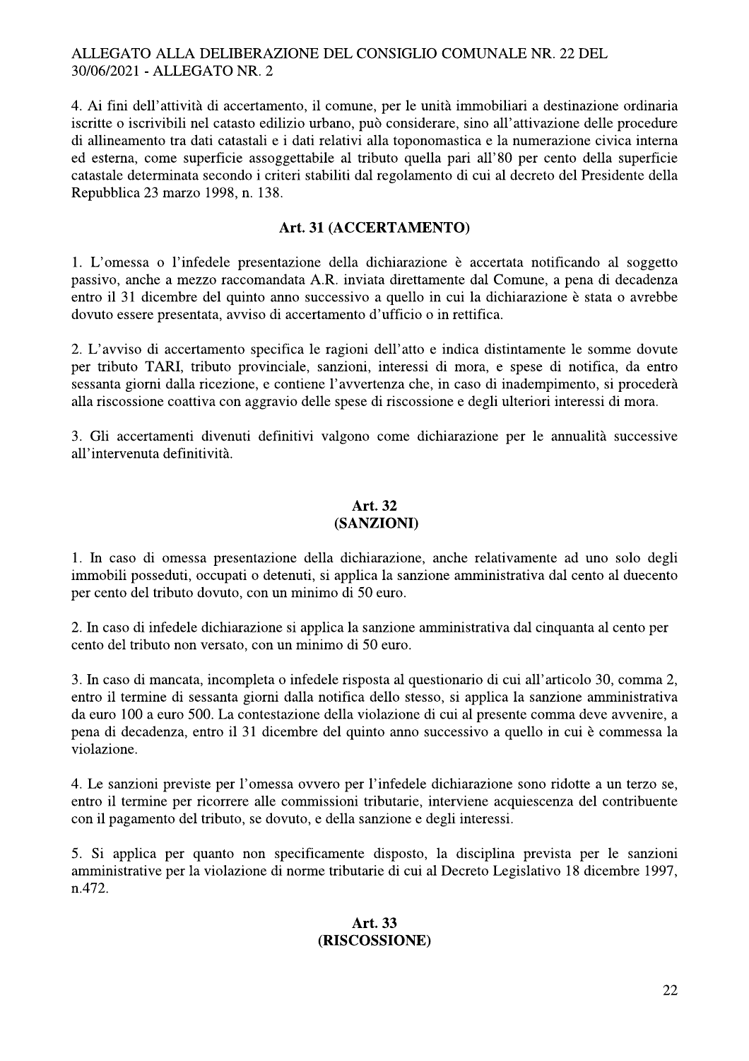4. Ai fini dell'attività di accertamento, il comune, per le unità immobiliari a destinazione ordinaria iscritte o iscrivibili nel catasto edilizio urbano, può considerare, sino all'attivazione delle procedure di allineamento tra dati catastali e i dati relativi alla toponomastica e la numerazione civica interna ed esterna, come superficie assoggettabile al tributo quella pari all'80 per cento della superficie catastale determinata secondo i criteri stabiliti dal regolamento di cui al decreto del Presidente della Repubblica 23 marzo 1998, n. 138.

## Art. 31 (ACCERTAMENTO)

1. L'omessa o l'infedele presentazione della dichiarazione è accertata notificando al soggetto passivo, anche a mezzo raccomandata A.R. inviata direttamente dal Comune, a pena di decadenza entro il 31 dicembre del quinto anno successivo a quello in cui la dichiarazione è stata o avrebbe dovuto essere presentata, avviso di accertamento d'ufficio o in rettifica.

2. L'avviso di accertamento specifica le ragioni dell'atto e indica distintamente le somme dovute per tributo TARI, tributo provinciale, sanzioni, interessi di mora, e spese di notifica, da entro sessanta giorni dalla ricezione, e contiene l'avvertenza che, in caso di inadempimento, si procederà alla riscossione coattiva con aggravio delle spese di riscossione e degli ulteriori interessi di mora.

3. Gli accertamenti divenuti definitivi valgono come dichiarazione per le annualità successive all'intervenuta definitività.

## Art. 32
## (SANZIONI)

1. In caso di omessa presentazione della dichiarazione, anche relativamente ad uno solo degli immobili posseduti, occupati o detenuti, si applica la sanzione amministrativa dal cento al duecento per cento del tributo dovuto, con un minimo di 50 euro.

2. In caso di infedele dichiarazione si applica la sanzione amministrativa dal cinquanta al cento per cento del tributo non versato, con un minimo di 50 euro.

3. In caso di mancata, incompleta o infedele risposta al questionario di cui all'articolo 30, comma 2, entro il termine di sessanta giorni dalla notifica dello stesso, si applica la sanzione amministrativa da euro 100 a euro 500. La contestazione della violazione di cui al presente comma deve avvenire, a pena di decadenza, entro il 31 dicembre del quinto anno successivo a quello in cui è commessa la violazione.

4. Le sanzioni previste per l'omessa ovvero per l'infedele dichiarazione sono ridotte a un terzo se, entro il termine per ricorrere alle commissioni tributarie, interviene acquiescenza del contribuente con il pagamento del tributo, se dovuto, e della sanzione e degli interessi.

5. Si applica per quanto non specificamente disposto, la disciplina prevista per le sanzioni amministrative per la violazione di norme tributarie di cui al Decreto Legislativo 18 dicembre 1997, n.472.

## Art. 33
## (RISCOSSIONE)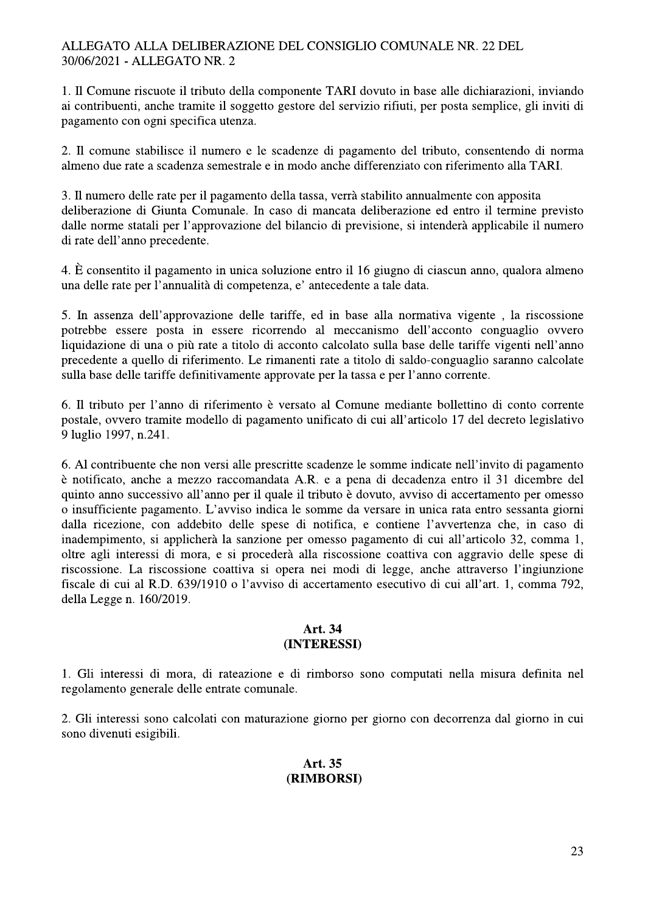1. Il Comune riscuote il tributo della componente TARI dovuto in base alle dichiarazioni, inviando ai contribuenti, anche tramite il soggetto gestore del servizio rifiuti, per posta semplice, gli inviti di pagamento con ogni specifica utenza.

2. Il comune stabilisce il numero e le scadenze di pagamento del tributo, consentendo di norma almeno due rate a scadenza semestrale e in modo anche differenziato con riferimento alla TARI.

3. Il numero delle rate per il pagamento della tassa, verrà stabilito annualmente con apposita deliberazione di Giunta Comunale. In caso di mancata deliberazione ed entro il termine previsto dalle norme statali per l'approvazione del bilancio di previsione, si intenderà applicabile il numero di rate dell'anno precedente.

4. È consentito il pagamento in unica soluzione entro il 16 giugno di ciascun anno, qualora almeno una delle rate per l'annualità di competenza, e' antecedente a tale data.

5. In assenza dell'approvazione delle tariffe, ed in base alla normativa vigente , la riscossione potrebbe essere posta in essere ricorrendo al meccanismo dell'acconto conguaglio ovvero liquidazione di una o più rate a titolo di acconto calcolato sulla base delle tariffe vigenti nell'anno precedente a quello di riferimento. Le rimanenti rate a titolo di saldo-conguaglio saranno calcolate sulla base delle tariffe definitivamente approvate per la tassa e per l'anno corrente.

6. Il tributo per l'anno di riferimento è versato al Comune mediante bollettino di conto corrente postale, ovvero tramite modello di pagamento unificato di cui all'articolo 17 del decreto legislativo 9 luglio 1997, n.241.

6. Al contribuente che non versi alle prescritte scadenze le somme indicate nell'invito di pagamento è notificato, anche a mezzo raccomandata A.R. e a pena di decadenza entro il 31 dicembre del quinto anno successivo all'anno per il quale il tributo è dovuto, avviso di accertamento per omesso o insufficiente pagamento. L'avviso indica le somme da versare in unica rata entro sessanta giorni dalla ricezione, con addebito delle spese di notifica, e contiene l'avvertenza che, in caso di inadempimento, si applicherà la sanzione per omesso pagamento di cui all'articolo 32, comma 1, oltre agli interessi di mora, e si procederà alla riscossione coattiva con aggravio delle spese di riscossione. La riscossione coattiva si opera nei modi di legge, anche attraverso l'ingiunzione fiscale di cui al R.D. 639/1910 o l'avviso di accertamento esecutivo di cui all'art. 1, comma 792, della Legge n. 160/2019.

## Art. 34
## (INTERESSI)

1. Gli interessi di mora, di rateazione e di rimborso sono computati nella misura definita nel regolamento generale delle entrate comunale.

2. Gli interessi sono calcolati con maturazione giorno per giorno con decorrenza dal giorno in cui sono divenuti esigibili.

## Art. 35
## (RIMBORSI)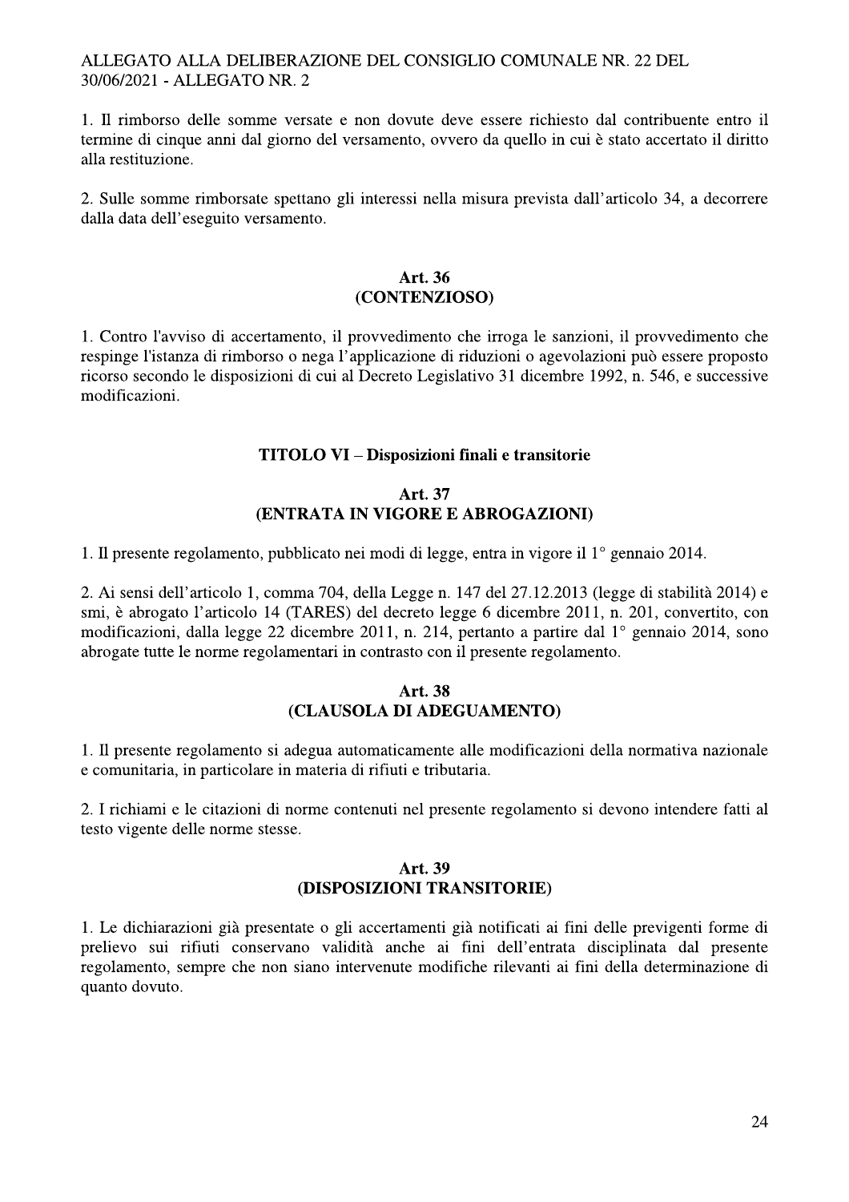1. Il rimborso delle somme versate e non dovute deve essere richiesto dal contribuente entro il termine di cinque anni dal giorno del versamento, ovvero da quello in cui è stato accertato il diritto alla restituzione.

2. Sulle somme rimborsate spettano gli interessi nella misura prevista dall'articolo 34, a decorrere dalla data dell'eseguito versamento.

### Art. 36
### (CONTENZIOSO)

1. Contro l'avviso di accertamento, il provvedimento che irroga le sanzioni, il provvedimento che respinge l'istanza di rimborso o nega l'applicazione di riduzioni o agevolazioni può essere proposto ricorso secondo le disposizioni di cui al Decreto Legislativo 31 dicembre 1992, n. 546, e successive modificazioni.

## TITOLO VI – Disposizioni finali e transitorie

### Art. 37
### (ENTRATA IN VIGORE E ABROGAZIONI)

1. Il presente regolamento, pubblicato nei modi di legge, entra in vigore il 1° gennaio 2014.

2. Ai sensi dell'articolo 1, comma 704, della Legge n. 147 del 27.12.2013 (legge di stabilità 2014) e smi, è abrogato l'articolo 14 (TARES) del decreto legge 6 dicembre 2011, n. 201, convertito, con modificazioni, dalla legge 22 dicembre 2011, n. 214, pertanto a partire dal 1° gennaio 2014, sono abrogate tutte le norme regolamentari in contrasto con il presente regolamento.

### Art. 38
### (CLAUSOLA DI ADEGUAMENTO)

1. Il presente regolamento si adegua automaticamente alle modificazioni della normativa nazionale e comunitaria, in particolare in materia di rifiuti e tributaria.

2. I richiami e le citazioni di norme contenuti nel presente regolamento si devono intendere fatti al testo vigente delle norme stesse.

### Art. 39
### (DISPOSIZIONI TRANSITORIE)

1. Le dichiarazioni già presentate o gli accertamenti già notificati ai fini delle previgenti forme di prelievo sui rifiuti conservano validità anche ai fini dell'entrata disciplinata dal presente regolamento, sempre che non siano intervenute modifiche rilevanti ai fini della determinazione di quanto dovuto.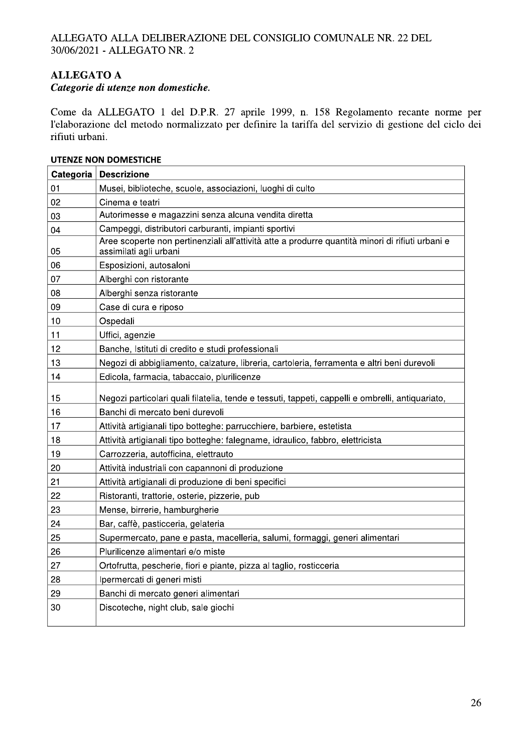ALLEGATO ALLA DELIBERAZIONE DEL CONSIGLIO COMUNALE NR. 22 DEL 30/06/2021 - ALLEGATO NR. 2

## ALLEGATO A

*Categorie di utenze non domestiche.*

Come da ALLEGATO 1 del D.P.R. 27 aprile 1999, n. 158 Regolamento recante norme per l'elaborazione del metodo normalizzato per definire la tariffa del servizio di gestione del ciclo dei rifiuti urbani.

**UTENZE NON DOMESTICHE**

| Categoria | Descrizione |
|---|---|
| 01 | Musei, biblioteche, scuole, associazioni, luoghi di culto |
| 02 | Cinema e teatri |
| 03 | Autorimesse e magazzini senza alcuna vendita diretta |
| 04 | Campeggi, distributori carburanti, impianti sportivi |
| 05 | Aree scoperte non pertinenziali all'attività atte a produrre quantità minori di rifiuti urbani e assimilati agli urbani |
| 06 | Esposizioni, autosaloni |
| 07 | Alberghi con ristorante |
| 08 | Alberghi senza ristorante |
| 09 | Case di cura e riposo |
| 10 | Ospedali |
| 11 | Uffici, agenzie |
| 12 | Banche, Istituti di credito e studi professionali |
| 13 | Negozi di abbigliamento, calzature, libreria, cartoleria, ferramenta e altri beni durevoli |
| 14 | Edicola, farmacia, tabaccaio, plurilicenze |
| 15 | Negozi particolari quali filatelia, tende e tessuti, tappeti, cappelli e ombrelli, antiquariato, |
| 16 | Banchi di mercato beni durevoli |
| 17 | Attività artigianali tipo botteghe: parrucchiere, barbiere, estetista |
| 18 | Attività artigianali tipo botteghe: falegname, idraulico, fabbro, elettricista |
| 19 | Carrozzeria, autofficina, elettrauto |
| 20 | Attività industriali con capannoni di produzione |
| 21 | Attività artigianali di produzione di beni specifici |
| 22 | Ristoranti, trattorie, osterie, pizzerie, pub |
| 23 | Mense, birrerie, hamburgherie |
| 24 | Bar, caffè, pasticceria, gelateria |
| 25 | Supermercato, pane e pasta, macelleria, salumi, formaggi, generi alimentari |
| 26 | Plurilicenze alimentari e/o miste |
| 27 | Ortofrutta, pescherie, fiori e piante, pizza al taglio, rosticceria |
| 28 | Ipermercati di generi misti |
| 29 | Banchi di mercato generi alimentari |
| 30 | Discoteche, night club, sale giochi |